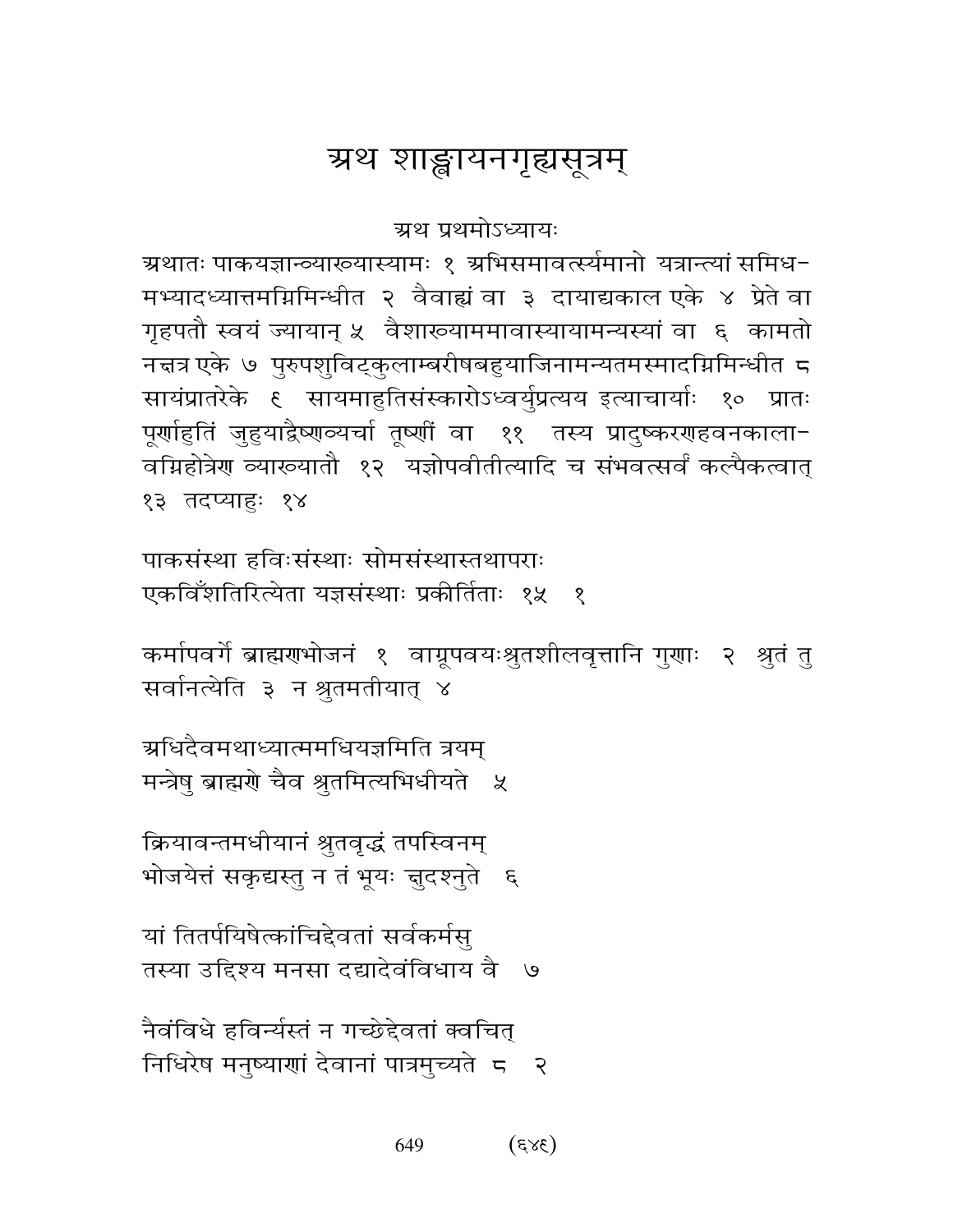# अथ शाङ्खायनगृह्यसूत्रम्

अथ प्रथमोऽध्यायः

अथातः पाकयज्ञान्व्याख्यास्यामः १ अभिसमावर्त्स्यमानो यत्रान्त्यां समिध-मभ्यादध्यात्तमग्निमिन्धीत २ वैवाह्यं वा ३ दायाद्यकाल एके ४ प्रेते वा गृहपतौ स्वयं ज्यायान् ५ वैशाख्याममावास्यायामन्यस्यां वा ६ कामतो नक्षत्र एके ७ पुरुपशुविट्कुलाम्बरीषबहुयाजिनामन्यतमस्मादग्निमिन्धीत ८ सायंप्रातरेके ९ सायमाहुतिसंस्कारोऽध्वर्युप्रत्यय इत्याचार्याः १० प्रातः पूर्णाहुतिं जुहुयाद्वैष्णव्यर्चा तूष्णीं वा ११ तस्य प्रादुष्करणहवनकाला-वग्निहोत्रेण व्याख्यातौ १२ यज्ञोपवीतीत्यादि च संभवत्सर्वं कल्पैकत्वात् १३ तदप्याहुः १४

पाकसंस्था हविःसंस्थाः सोमसंस्थास्तथापराः
एकविँशतिरित्येता यज्ञसंस्थाः प्रकीर्तिताः १५ १

कर्मापवर्गे ब्राह्मणभोजनं १ वाग्रूपवयःश्रुतशीलवृत्तानि गुणाः २ श्रुतं तु सर्वानत्येति ३ न श्रुतमतीयात् ४

अधिदैवमथाध्यात्ममधियज्ञमिति त्रयम्
मन्त्रेषु ब्राह्मणे चैव श्रुतमित्यभिधीयते ५

क्रियावन्तमधीयानं श्रुतवृद्धं तपस्विनम्
भोजयेत्तं सकृद्यस्तु न तं भूयः क्षुदश्नुते ६

यां तितर्पयिषेत्कांचिद्देवतां सर्वकर्मसु
तस्या उद्दिश्य मनसा दद्यादेवंविधाय वै ७

नैवंविधे हविर्न्यस्तं न गच्छेद्देवतां क्वचित्
निधिरेष मनुष्याणां देवानां पात्रमुच्यते ८ २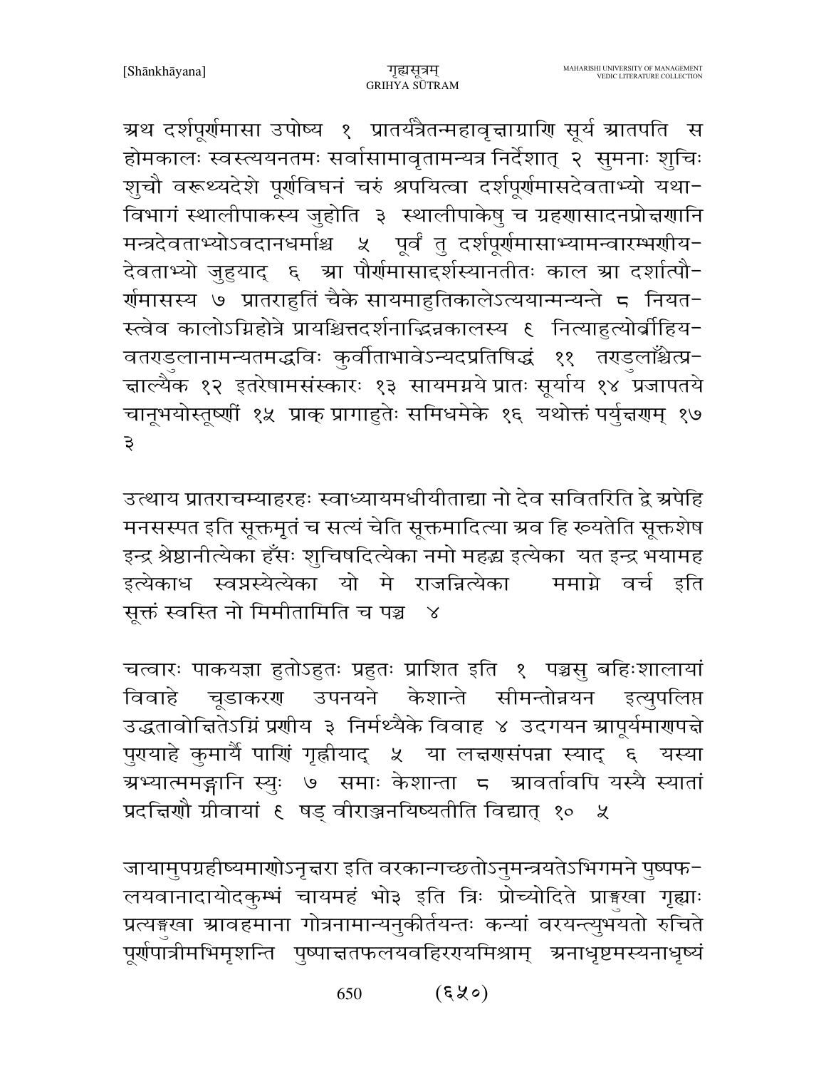अथ दर्शपूर्णमासा उपोष्य १ प्रातर्यत्रैतन्महावृक्षाग्राणि सूर्य आतपति स होमकालः स्वस्त्ययनतमः सर्वासामावृतामन्यत्र निर्देशात् २ सुमनाः शुचिः शुचौ वरूथ्यदेशे पूर्णविघनं चरुं श्रपयित्वा दर्शपूर्णमासदेवताभ्यो यथा-विभागं स्थालीपाकस्य जुहोति ३ स्थालीपाकेषु च ग्रहणासादनप्रोक्षणानि मन्त्रदेवताभ्योऽवदानधर्माश्च ५ पूर्वं तु दर्शपूर्णमासाभ्यामन्वारम्भणीय-देवताभ्यो जुहुयाद् ६ आ पौर्णमासाद्दर्शस्यानतीतः काल आ दर्शात्पौ-र्णमासस्य ७ प्रातराहुतिं चैके सायमाहुतिकालेऽत्ययान्मन्यन्ते ८ नियत-स्त्वेव कालोऽग्निहोत्रे प्रायश्चित्तदर्शनाद्भिन्नकालस्य ९ नित्याहुत्योर्व्रीहिय-वतण्डुलानामन्यतमद्धविः कुर्वीताभावेऽन्यदप्रतिषिद्धं ११ तण्डुलाँश्चेत्प्र-क्षाल्यैक १२ इतरेषामसंस्कारः १३ सायमग्नये प्रातः सूर्याय १४ प्रजापतये चानूभयोस्तूष्णीं १५ प्राक् प्रागाहुतेः समिधमेके १६ यथोक्तं पर्युक्षणम् १७ ३

उत्थाय प्रातराचम्याहरहः स्वाध्यायमधीयीताद्या नो देव सवितरिति द्वे अपेहि मनसस्पत इति सूक्तमृतं च सत्यं चेति सूक्तमादित्या अव हि ख्यतेति सूक्तशेष इन्द्र श्रेष्ठानीत्येका हँसः शुचिषदित्येका नमो महद्भ्य इत्येका यत इन्द्र भयामह इत्येकाध स्वप्नस्येत्येका यो मे राजन्नित्येका ममाग्ने वर्च इति सूक्तं स्वस्ति नो मिमीतामिति च पञ्च ४

चत्वारः पाकयज्ञा हुतोऽहुतः प्रहुतः प्राशित इति १ पञ्चसु बहिःशालायां विवाहे चूडाकरण उपनयने केशान्ते सीमन्तोन्नयन इत्युपलिप्त उद्धतावोक्षितेऽग्निं प्रणीय ३ निर्मथ्यैके विवाह ४ उदगयन आपूर्यमाणपक्षे पुण्याहे कुमार्यै पाणिं गृह्णीयाद् ५ या लक्षणसंपन्ना स्याद् ६ यस्या अभ्यात्ममङ्गानि स्युः ७ समाः केशान्ता ८ आवर्तावपि यस्यै स्यातां प्रदक्षिणौ ग्रीवायां ९ षड् वीराञ्जनयिष्यतीति विद्यात् १० ५

जायामुपग्रहीष्यमाणोऽनृक्षरा इति वरकान्गच्छतोऽनुमन्त्रयतेऽभिगमने पुष्पफ-लयवानादायोदकुम्भं चायमहं भो३ इति त्रिः प्रोच्योदिते प्राङ्मुखा गृह्याः प्रत्यङ्मुखा आवहमाना गोत्रनामान्यनुकीर्तयन्तः कन्यां वरयन्त्युभयतो रुचिते पूर्णपात्रीमभिमृशन्ति पुष्पाक्षतफलयवहिरण्यमिश्राम् अनाधृष्टमस्यनाधृष्यं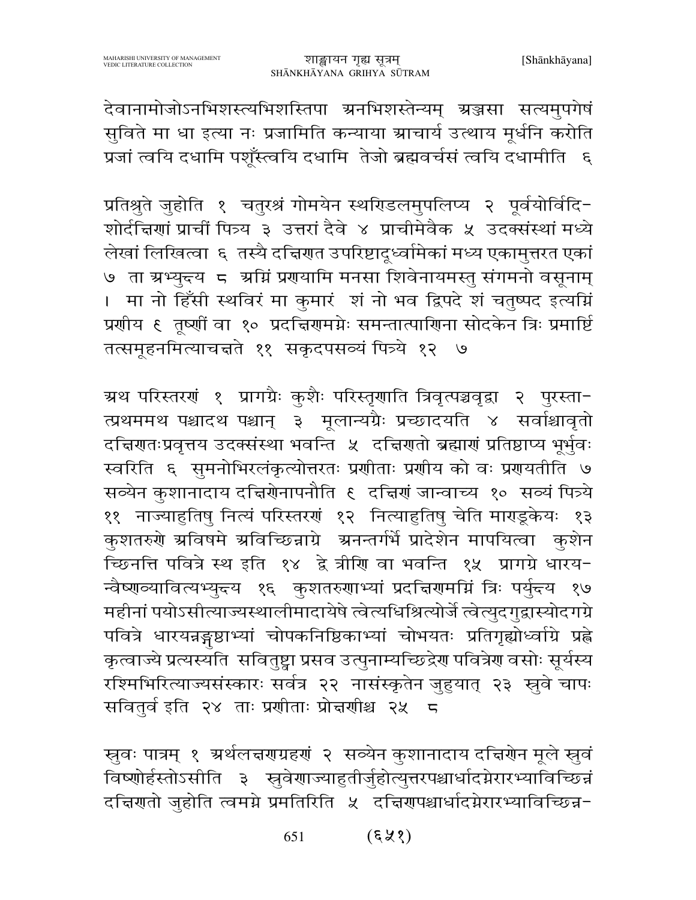देवानामोजोऽनभिशस्त्यभिशस्तिपा ग्रनभिशस्तेन्यम् ग्रञ्जसा सत्यमुपगेषं सुविते मा धा इत्या नः प्रजामिति कन्याया ग्राचार्य उत्थाय मूर्धनि करोति प्रजां त्वयि दधामि पशूँस्त्वयि दधामि तेजो ब्रह्मवर्चसं त्वयि दधामीति ६

प्रतिश्रुते जुहोति १ चतुरश्रं गोमयेन स्थरिडलमुपलिप्य २ पूर्वयोर्विदिशोर्दक्षिणां प्राचीं पित्र्य ३ उत्तरां दैवे ४ प्राचीमेवैक ५ उदक्संस्थां मध्ये लेखां लिखित्वा ६ तस्यै दक्षिणत उपरिष्टादूर्ध्वामेकां मध्य एकामुत्तरत एकां ७ ता ग्रभ्युक्ष्य ८ ग्रग्निं प्रणयामि मनसा शिवेनायमस्तु संगमनो वसूनाम् । मा नो हिँसी स्थविरं मा कुमारं शं नो भव द्विपदे शं चतुष्पद इत्यग्निं प्रणीय ९ तूष्णीं वा १० प्रदक्षिणमग्नेः समन्तात्पाणिना सोदकेन त्रिः प्रमार्ष्टि तत्समूहनमित्याचक्षते ११ सकृदपसव्यं पित्र्ये १२ ७

ग्रथ परिस्तरणं १ प्रागग्रैः कुशैः परिस्तृणाति त्रिवृत्पञ्चवृद्वा २ पुरस्तात्प्रथममथ पश्चादथ पश्चान् ३ मूलान्यग्रैः प्रच्छादयति ४ सर्वाश्चावृतो दक्षिणतःप्रवृत्तय उदक्संस्था भवन्ति ५ दक्षिणतो ब्रह्माणं प्रतिष्ठाप्य भूर्भुवः स्वरिति ६ सुमनोभिरलंकृत्योत्तरतः प्रणीताः प्रणीय को वः प्रणयतीति ७ सव्येन कुशानादाय दक्षिणेनापनौति ९ दक्षिणं जान्वाच्य १० सव्यं पित्र्ये ११ नाज्याहुतिषु नित्यं परिस्तरणं १२ नित्याहुतिषु चेति माराडूकेयः १३ कुशतरुणे ग्रविषमे ग्रविच्छिन्नाग्रे ग्रनन्तर्गर्भे प्रादेशेन मापयित्वा कुशेन च्छिनत्ति पवित्रे स्थ इति १४ द्वे त्रीणि वा भवन्ति १५ प्रागग्रे धारयन्वैष्णव्यावित्यभ्युक्ष्य १६ कुशतरुणाभ्यां प्रदक्षिणमग्निं त्रिः पर्युक्ष्य १७ महीनां पयोऽसीत्याज्यस्थालीमादायेषे त्वेत्यधिश्रित्योर्जे त्वेत्युदगुद्वास्योदगग्रे पवित्रे धारयन्नङ्गुष्ठाभ्यां चोपकनिष्ठिकाभ्यां चोभयतः प्रतिगृह्योर्ध्वाग्रे प्रह्वे कृत्वाज्ये प्रत्यस्यति सवितुष्ट्वा प्रसव उत्पुनाम्यच्छिद्रेण पवित्रेण वसोः सूर्यस्य रश्मिभिरित्याज्यसंस्कारः सर्वत्र २२ नासंस्कृतेन जुहुयात् २३ स्रुवे चापः सवितुर्व इति २४ ताः प्रणीताः प्रोक्षणीश्च २५ ८

स्रुवः पात्रम् १ ग्रर्थलक्षणग्रहणं २ सव्येन कुशानादाय दक्षिणेन मूले स्रुवं विष्णोर्हस्तोऽसीति ३ स्रुवेणाज्याहुतीर्जुहोत्युत्तरपश्चार्धादग्नेरारभ्याविच्छिन्नं दक्षिणतो जुहोति त्वमग्ने प्रमतिरिति ५ दक्षिणपश्चार्धादग्नेरारभ्याविच्छिन्न-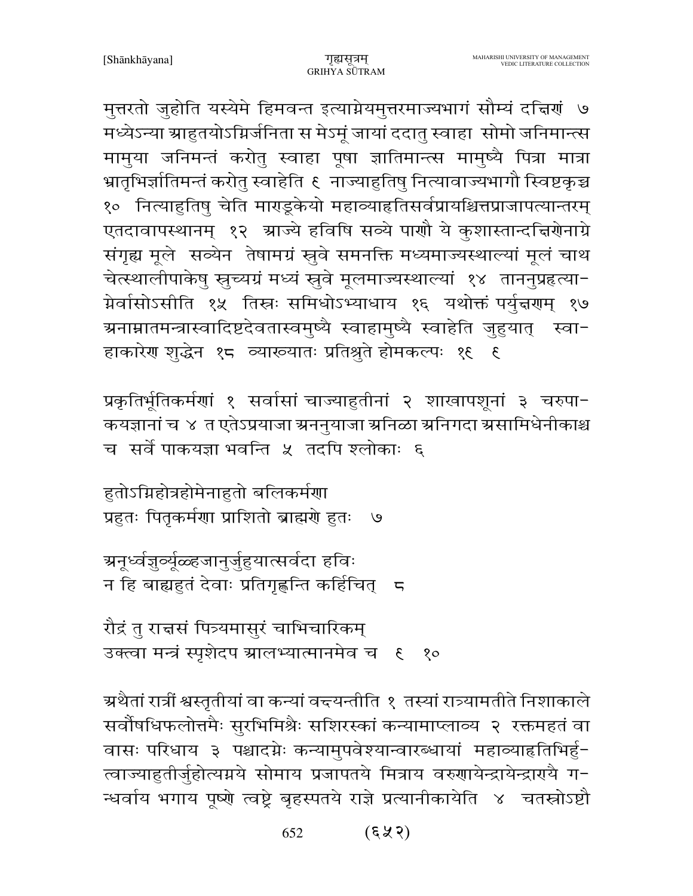मुत्तरतो जुहोति यस्येमे हिमवन्त इत्याग्नेयमुत्तरमाज्यभागं सौम्यं दक्षिणं ७ मध्येऽन्या आहुतयोऽग्निर्जनिता स मेऽमूं जायां ददातु स्वाहा सोमो जनिमान्त्स मामुया जनिमन्तं करोतु स्वाहा पूषा ज्ञातिमान्त्स मामुष्यै पित्रा मात्रा भ्रातृभिर्ज्ञातिमन्तं करोतु स्वाहेति ९ नाज्याहुतिषु नित्यावाज्यभागौ स्विष्टकृच्च १० नित्याहुतिषु चेति माण्डूकेयो महाव्याहृतिसर्वप्रायश्चित्तप्राजापत्यान्तरम् एतदावापस्थानम् १२ आज्ये हविषि सव्ये पाणौ ये कुशास्तान्दक्षिणेनाग्रे संगृह्य मूले सव्येन तेषामग्रं स्रुवे समनक्ति मध्यमाज्यस्थाल्यां मूलं चाथ चेत्स्थालीपाकेषु स्रुच्यग्रं मध्यं स्रुवे मूलमाज्यस्थाल्यां १४ताननुप्रहृत्या- ग्नेर्वासोऽसीति १५ तिस्रः समिधोऽभ्याधाय १६ यथोक्तं पर्युक्षणम् १७ अनाम्नातमन्त्रास्वादिष्टदेवतास्वमुष्यै स्वाहामुष्यै स्वाहेति जुहुयात् स्वा- हाकारेण शुद्धेन १८ व्याख्यातः प्रतिश्रुते होमकल्पः १९ ९

प्रकृतिर्भूतिकर्मणां १ सर्वासां चाज्याहुतीनां २ शाखापशूनां ३ चरुपा- कयज्ञानां च ४ त एतेऽप्रयाजा अननुयाजा अनिळा अनिगदा असामिधेनीकाश्च च सर्वे पाकयज्ञा भवन्ति ५ तदपि श्लोकाः ६

हुतोऽग्निहोत्रहोमेनाहुतो बलिकर्मणा
प्रहुतः पितृकर्मणा प्राशितो ब्राह्मणे हुतः ७

अनूर्ध्वज्ञुर्व्यूळ्हजानुर्जुहुयात्सर्वदा हविः
न हि बाह्यहुतं देवाः प्रतिगृह्णन्ति कर्हिचित् ८

रौद्रं तु राक्षसं पित्र्यमासुरं चाभिचारिकम्
उक्त्वा मन्त्रं स्पृशेदप आलभ्यात्मानमेव च ९ १०

अथैतां रात्रीं श्वस्तृतीयां वा कन्यां वक्ष्यन्तीति १ तस्यां रात्र्यामतीते निशाकाले सर्वौषधिफलोत्तमैः सुरभिमिश्रैः सशिरस्कां कन्यामाप्लाव्य २ रक्तमहतं वा वासः परिधाय ३ पश्चादग्नेः कन्यामुपवेश्यान्वारब्धायां महाव्याहृतिभिर्हु- त्वाज्याहुतीर्जुहोत्यग्नये सोमाय प्रजापतये मित्राय वरुणायेन्द्रायेन्द्राण्यै ग- न्धर्वाय भगाय पूष्णे त्वष्ट्रे बृहस्पतये राज्ञे प्रत्यानीकायेति ४ चतस्रोऽष्टौ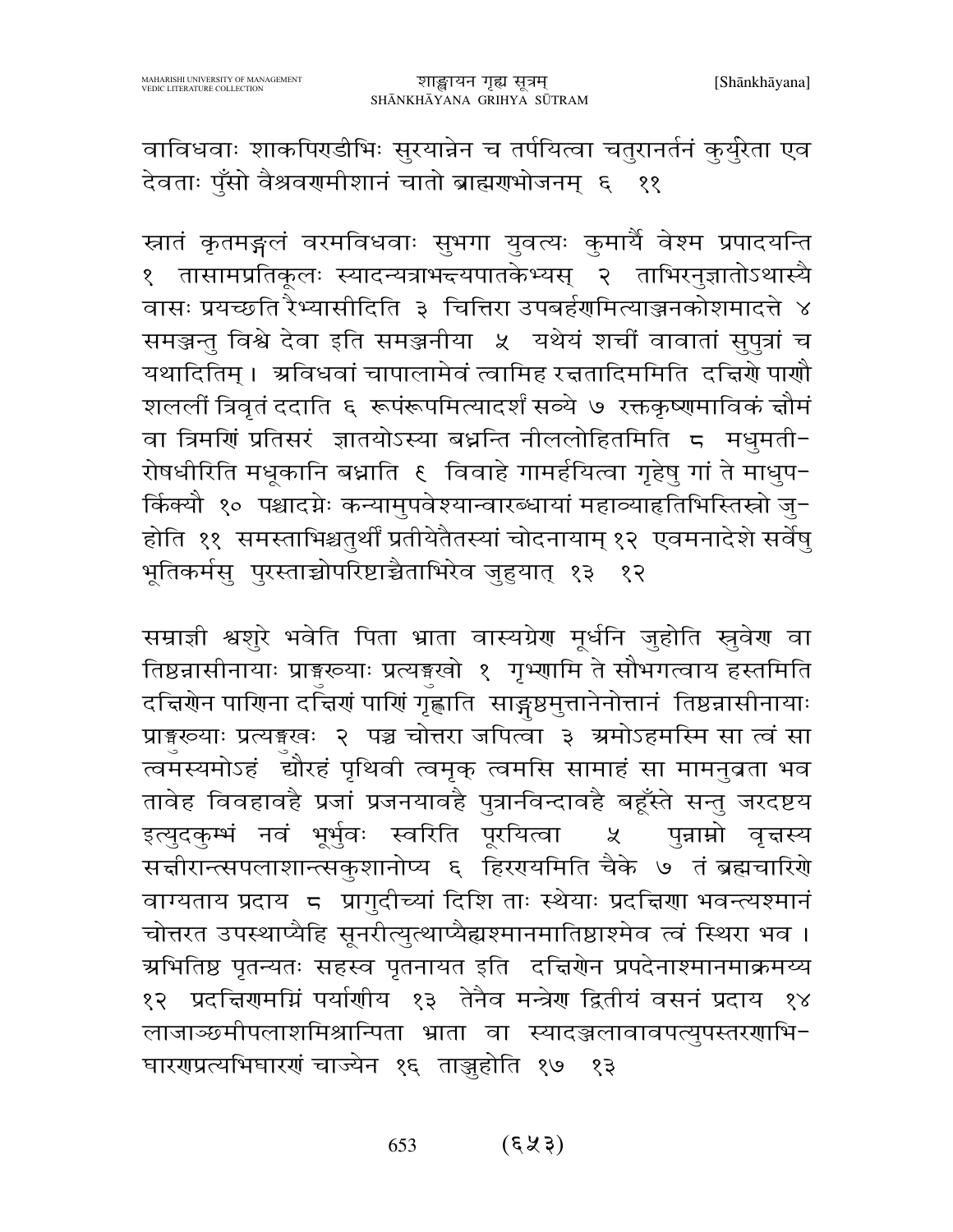वाविधवाः शाकपिण्डीभिः सुरयान्नेन च तर्पयित्वा चतुरानर्तनं कुर्युरेता एव देवताः पुँसो वैश्रवणमीशानं चातो ब्राह्मणभोजनम् ६ ११

स्नातं कृतमङ्गलं वरमविधवाः सुभगा युवत्यः कुमार्यै वेश्म प्रपादयन्ति १ तासामप्रतिकूलः स्यादन्यत्राभक्ष्यपातकेभ्यस् २ ताभिरनुज्ञातोऽथास्यै वासः प्रयच्छति रैभ्यासीदिति ३ चित्तिरा उपबर्हणमित्याञ्जनकोशमादत्ते ४ समञ्जन्तु विश्वे देवा इति समञ्जनीया ५ यथेयं शचीं वावातां सुपुत्रां च यथादितिम्। अविधवां चापालामेवं त्वामिह रक्षतादिममिति दक्षिणे पाणौ शललीं त्रिवृतं ददाति ६ रूपंरूपमित्यादर्शं सव्ये ७ रक्तकृष्णमाविकं क्षौमं वा त्रिमणिं प्रतिसरं ज्ञातयोऽस्या बध्नन्ति नीललोहितमिति ८ मधुमती-रोषधीरिति मधूकानि बध्नाति ९ विवाहे गामर्हयित्वा गृहेषु गां ते माधुप-र्किक्यौ १० पश्चादग्नेः कन्यामुपवेश्यान्वारब्धायां महाव्याहृतिभिस्तिस्रो जु-होति ११ समस्ताभिश्चतुर्थीं प्रतीयेतैतस्यां चोदनायाम् १२ एवमनादेशे सर्वेषु भूतिकर्मसु पुरस्ताच्चोपरिष्टाच्चैताभिरेव जुहुयात् १३ १२

सम्राज्ञी श्वशुरे भवेति पिता भ्राता वास्यग्रेण मूर्धनि जुहोति स्रुवेण वा तिष्ठन्नासीनायाः प्राङ्मुख्याः प्रत्यङ्मुखो १ गृभ्णामि ते सौभगत्वाय हस्तमिति दक्षिणेन पाणिना दक्षिणं पाणिं गृह्णाति साङ्गुष्ठमुत्तानेनोत्तानं तिष्ठन्नासीनायाः प्राङ्मुख्याः प्रत्यङ्मुखः २ पञ्च चोत्तरा जपित्वा ३ अमोऽहमस्मि सा त्वं सा त्वमस्यमोऽहं द्यौरहं पृथिवी त्वमृक् त्वमसि सामाहं सा मामनुव्रता भव तावेह विवहावहै प्रजां प्रजनयावहै पुत्रानविन्दावहै बहूँस्ते सन्तु जरदष्टय इत्युदकुम्भं नवं भूर्भुवः स्वरिति पूरयित्वा ५ पुन्नाम्नो वृक्षस्य सक्षीरान्त्सपलाशान्त्सकुशानोप्य ६ हिरण्यमिति चैके ७ तं ब्रह्मचारिणे वाग्यताय प्रदाय ८ प्रागुदीच्यां दिशि ताः स्थेयाः प्रदक्षिणा भवन्त्यश्मानं चोत्तरत उपस्थाप्यैहि सूनरीत्युत्थाप्यैह्यश्मानमातिष्ठाश्मेव त्वं स्थिरा भव। अभितिष्ठ पृतन्यतः सहस्व पृतनायत इति दक्षिणेन प्रपदेनाश्मानमाक्रमय्य १२ प्रदक्षिणमग्निं पर्याणीय १३ तेनैव मन्त्रेण द्वितीयं वसनं प्रदाय १४ लाजाञ्छमीपलाशमिश्रान्पिता भ्राता वा स्यादञ्जलावावपत्युपस्तरणाभि-घारणप्रत्यभिघारणं चाज्येन १६ ताञ्जुहोति १७ १३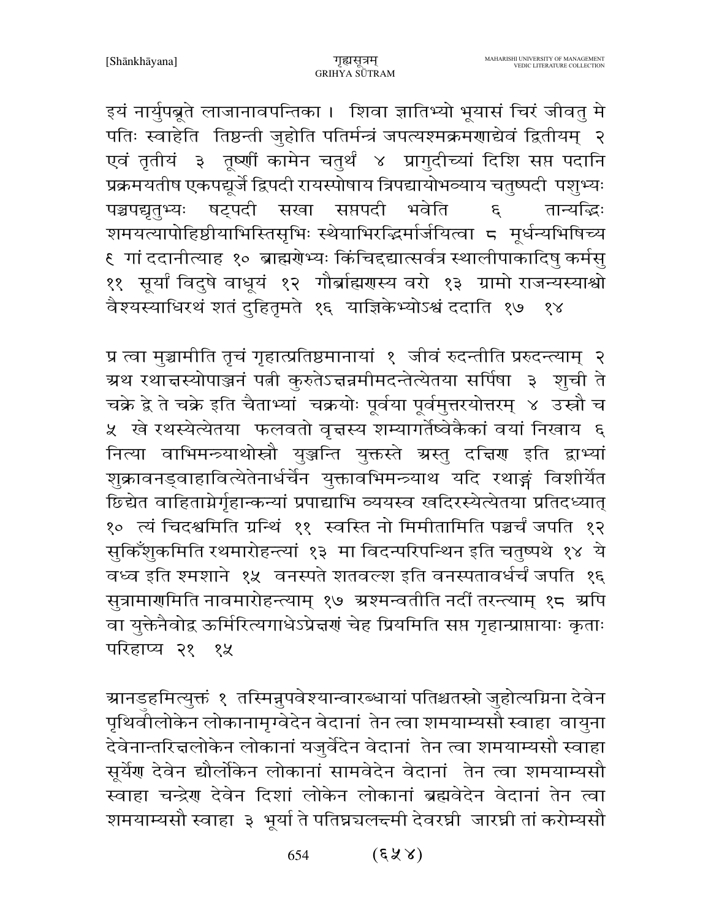इयं नार्युपब्रूते लाजानावपन्तिका । शिवा ज्ञातिभ्यो भूयासं चिरं जीवतु मे पतिः स्वाहेति तिष्ठन्ती जुहोति पतिर्मन्त्रं जपत्यश्मक्रमणाद्येवं द्वितीयम् २ एवं तृतीयं ३ तूष्णीं कामेन चतुर्थं ४ प्रागुदीच्यां दिशि सप्त पदानि प्रक्रमयतीष एकपद्यूर्जे द्विपदी रायस्पोषाय त्रिपद्यायोभव्याय चतुष्पदी पशुभ्यः पञ्चपद्यृतुभ्यः षट्पदी सखा सप्तपदी भवेति ६ तान्यद्भिः शमयत्यापोहिष्ठीयाभिस्तिसृभिः स्थेयाभिरद्भिर्मार्जयित्वा ८ मूर्धन्यभिषिच्य ९ गां ददानीत्याह १० ब्राह्मणेभ्यः किंचिद्दद्यात्सर्वत्र स्थालीपाकादिषु कर्मसु ११ सूर्यां विदुषे वाधूयं १२ गौर्ब्राह्मणस्य वरो १३ ग्रामो राजन्यस्याश्वो वैश्यस्याधिरथं शतं दुहितृमते १६ याज्ञिकेभ्योऽश्वं ददाति १७ १४

प्र त्वा मुञ्चामीति तृचं गृहात्प्रतिष्ठमानायां १ जीवं रुदन्तीति प्ररुदन्त्याम् २ अथ रथाक्षस्योपाञ्जनं पत्नी कुरुतेऽक्षन्नमीमदन्तेत्येतया सर्पिषा ३ शुची ते चक्रे द्वे ते चक्रे इति चैताभ्यां चक्रयोः पूर्वया पूर्वमुत्तरयोत्तरम् ४ उस्रौ च ५ खे रथस्येत्येतया फलवतो वृक्षस्य शम्यागर्तेष्वेकैकां वयां निखाय ६ नित्या वाभिमन्त्र्याथोस्रौ युञ्जन्ति युक्तस्ते अस्तु दक्षिण इति द्वाभ्यां शुक्रावनड्वाहावित्येतेनार्धर्चेन युक्तावभिमन्त्र्याथ यदि रथाङ्गं विशीर्येत छिद्येत वाहिताग्नेर्गृहान्कन्यां प्रपाद्याभि व्ययस्व खदिरस्येत्येतया प्रतिदध्यात् १० त्यं चिदश्वमिति ग्रन्थिं ११ स्वस्ति नो मिमीतामिति पञ्चर्चं जपति १२ सुकिंशुकमिति रथमारोहन्त्यां १३ मा विदन्परिपन्थिन इति चतुष्पथे १४ ये वध्व इति श्मशाने १५ वनस्पते शतवल्श इति वनस्पतावर्धर्चं जपति १६ सुत्रामाणमिति नावमारोहन्त्याम् १७ अश्मन्वतीति नदीं तरन्त्याम् १८ अपि वा युक्तेनैवोद्व ऊर्मिरित्यगाधेऽप्रेक्षणं चेह प्रियमिति सप्त गृहान्प्राप्तायाः कृताः परिहाप्य २१ १५

आनडुहमित्युक्तं १ तस्मिन्नुपवेश्यान्वारब्धायां पतिश्चतस्रो जुहोत्यग्निना देवेन पृथिवीलोकेन लोकानामृग्वेदेन वेदानां तेन त्वा शमयाम्यसौ स्वाहा वायुना देवेनान्तरिक्षलोकेन लोकानां यजुर्वेदेन वेदानां तेन त्वा शमयाम्यसौ स्वाहा सूर्येण देवेन द्यौर्लोकेन लोकानां सामवेदेन वेदानां तेन त्वा शमयाम्यसौ स्वाहा चन्द्रेण देवेन दिशां लोकेन लोकानां ब्रह्मवेदेन वेदानां तेन त्वा शमयाम्यसौ स्वाहा ३ भूर्या ते पतिघ्न्यलक्ष्मी देवरघ्नी जारघ्नी तां करोम्यसौ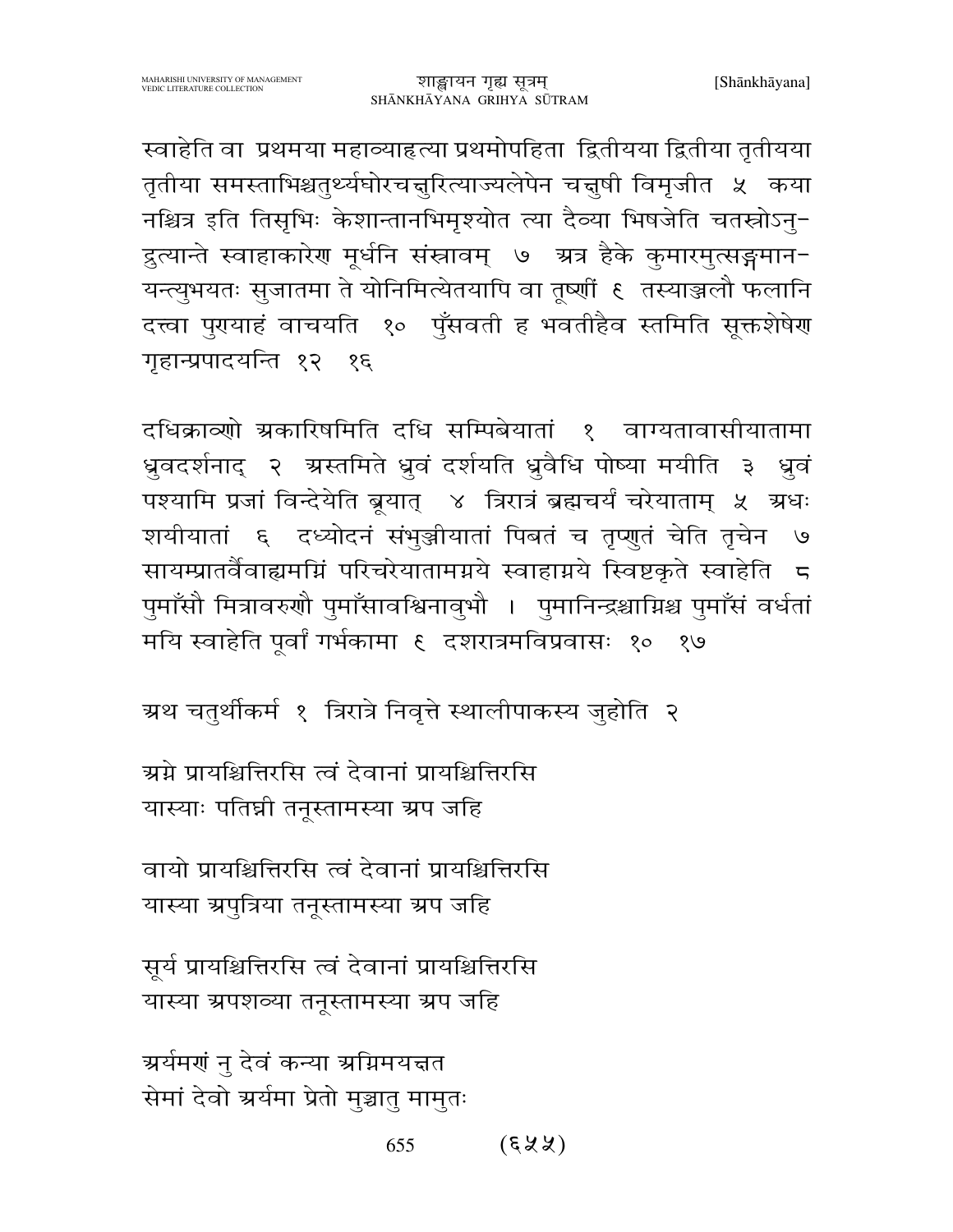स्वाहेति वा प्रथमया महाव्याहृत्या प्रथमोपहिता द्वितीयया द्वितीया तृतीयया तृतीया समस्ताभिश्चतुर्थ्यघोरचक्षुरित्याज्यलेपेन चक्षुषी विमृजीत ५ कया नश्चित्र इति तिसृभिः केशान्तानभिमृश्योत त्या दैव्या भिषजेति चतस्रोऽनुद्रुत्यान्ते स्वाहाकारेण मूर्धनि संस्रावम् ७ अत्र हैके कुमारमुत्सङ्गमानयन्त्युभयतः सुजातमा ते योनिमित्येतयापि वा तूष्णीं ९ तस्याञ्जलौ फलानि दत्त्वा पुण्याहं वाचयति १० पुँसवती ह भवतीहैव स्तमिति सूक्तशेषेण गृहान्प्रपादयन्ति १२ १६

दधिक्राव्णो अकारिषमिति दधि सम्पिबेयातां १ वाग्यतावासीयातामा ध्रुवदर्शनाद् २ अस्तमिते ध्रुवं दर्शयति ध्रुवैधि पोष्या मयीति ३ ध्रुवं पश्यामि प्रजां विन्देयेति ब्रूयात् ४ त्रिरात्रं ब्रह्मचर्यं चरेयाताम् ५ अधः शयीयातां ६ दध्योदनं संभुञ्जीयातां पिबतं च तृप्णुतं चेति तृचेन ७ सायम्प्रातर्वैवाह्यमग्निं परिचरेयातामग्नये स्वाहाग्नये स्विष्टकृते स्वाहेति ८ पुमाँसौ मित्रावरुणौ पुमाँसावश्विनावुभौ । पुमानिन्द्रश्चाग्निश्च पुमाँसं वर्धतां मयि स्वाहेति पूर्वां गर्भकामा ९ दशरात्रमविप्रवासः १० १७

अथ चतुर्थीकर्म १ त्रिरात्रे निवृत्ते स्थालीपाकस्य जुहोति २

अग्ने प्रायश्चित्तिरसि त्वं देवानां प्रायश्चित्तिरसि
यास्याः पतिघ्नी तनूस्तामस्या अप जहि

वायो प्रायश्चित्तिरसि त्वं देवानां प्रायश्चित्तिरसि
यास्या अपुत्रिया तनूस्तामस्या अप जहि

सूर्य प्रायश्चित्तिरसि त्वं देवानां प्रायश्चित्तिरसि
यास्या अपशव्या तनूस्तामस्या अप जहि

अर्यमणं नु देवं कन्या अग्निमयक्षत
सेमां देवो अर्यमा प्रेतो मुञ्चातु मामुतः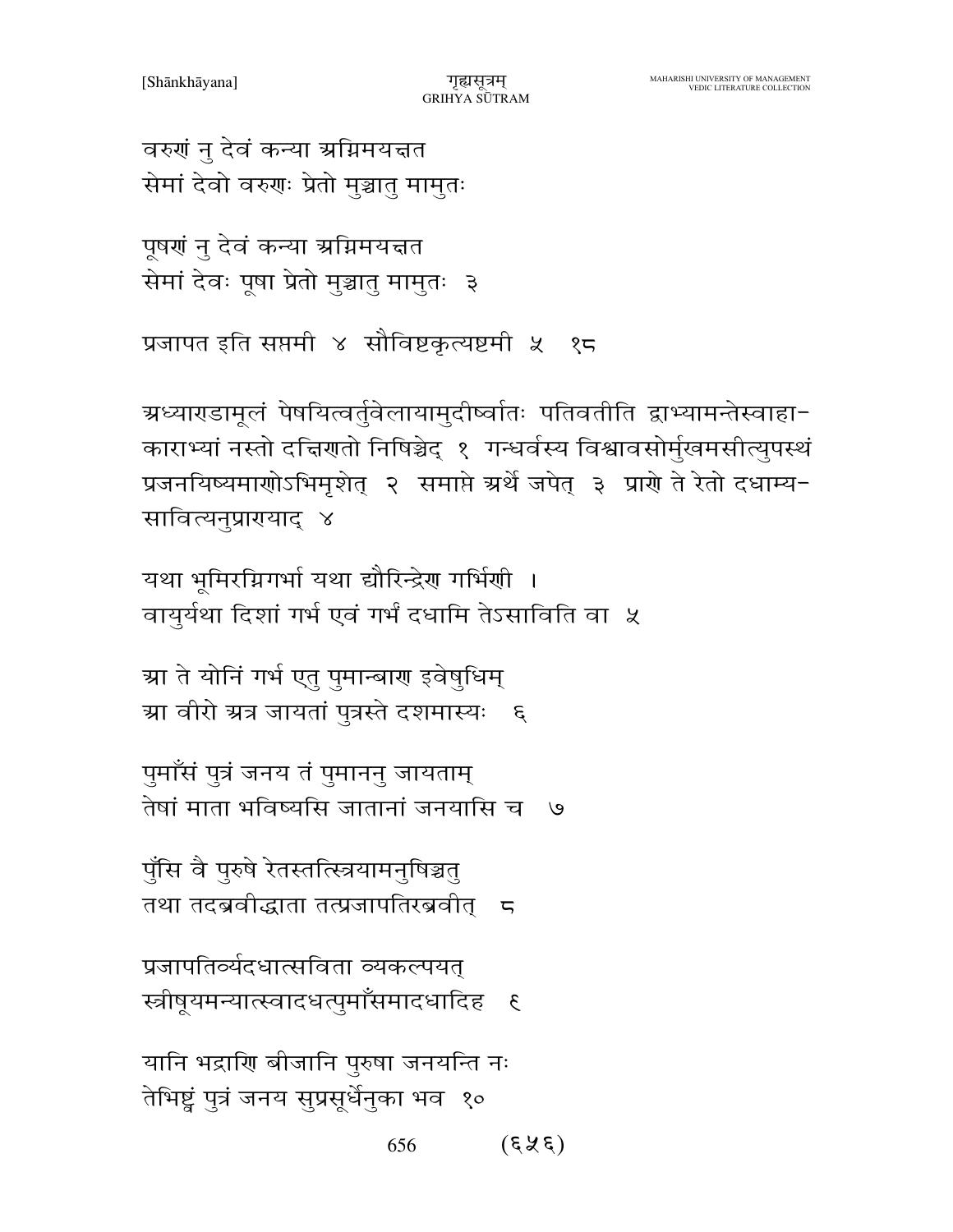वरुणं नु देवं कन्या अग्निमयक्षत
सेमां देवो वरुणः प्रेतो मुञ्चातु मामुतः

पूषणं नु देवं कन्या अग्निमयक्षत
सेमां देवः पूषा प्रेतो मुञ्चातु मामुतः ३

प्रजापत इति सप्तमी ४ सौविष्टकृत्यष्टमी ५ १८

अध्याण्डामूलं पेषयित्वर्तुवेलायामुदीर्ष्वातः पतिवतीति द्वाभ्यामन्तेस्वाहा-काराभ्यां नस्तो दक्षिणतो निषिञ्चेद् १ गन्धर्वस्य विश्वावसोर्मुखमसीत्युपस्थं प्रजनयिष्यमाणोऽभिमृशेत् २ समाप्ते अर्थे जपेत् ३ प्राणे ते रेतो दधाम्य-सावित्यनुप्राणयाद् ४

यथा भूमिरग्निगर्भा यथा द्यौरिन्द्रेण गर्भिणी ।
वायुर्यथा दिशां गर्भ एवं गर्भं दधामि तेऽसाविति वा ५

आ ते योनिं गर्भ एतु पुमान्बाण इवेषुधिम्
आ वीरो अत्र जायतां पुत्रस्ते दशमास्यः ६

पुमाँसं पुत्रं जनय तं पुमाननु जायताम्
तेषां माता भविष्यसि जातानां जनयासि च ७

पुंसि वै पुरुषे रेतस्तत्स्त्रियामनुषिञ्चतु
तथा तदब्रवीद्धाता तत्प्रजापतिरब्रवीत् ८

प्रजापतिर्व्यदधात्सविता व्यकल्पयत्
स्त्रीषूयमन्यात्स्वादधत्पुमाँसमादधादिह ९

यानि भद्राणि बीजानि पुरुषा जनयन्ति नः
तेभिष्ट्वं पुत्रं जनय सुप्रसूर्धेनुका भव १०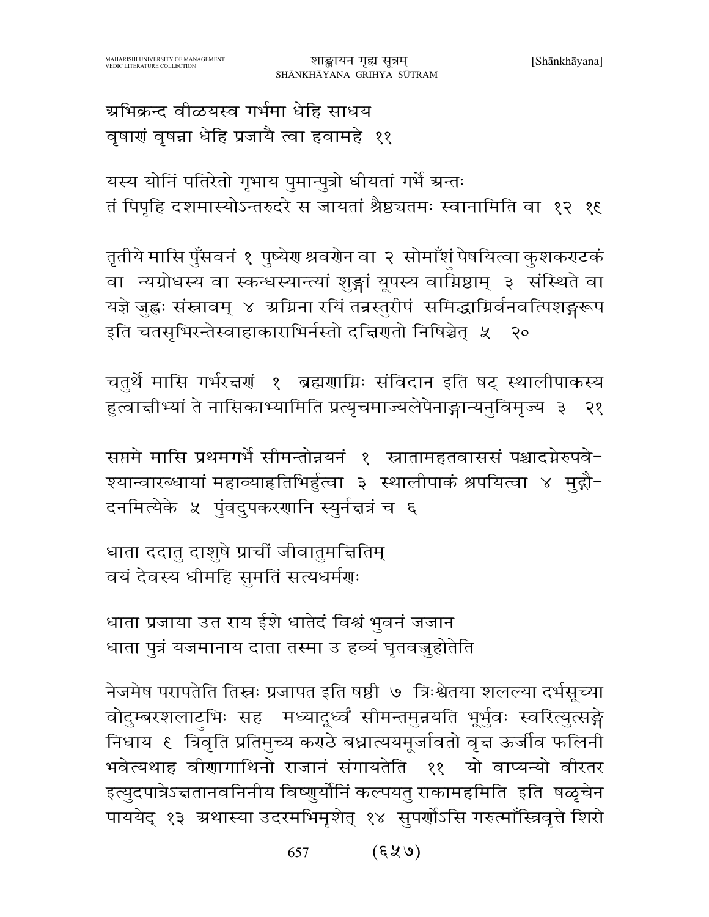अभिक्रन्द वीळयस्व गर्भमा धेहि साधय
वृषाणं वृषन्ना धेहि प्रजायै त्वा हवामहे ११

यस्य योनिं पतिरेतो गृभाय पुमान्पुत्रो धीयतां गर्भे अन्तः
तं पिपृहि दशमास्योऽन्तरुदरे स जायतां श्रैष्ठ्यतमः स्वानामिति वा १२ १९

तृतीये मासि पुँसवनं १ पुष्येण श्रवणेन वा २ सोमाँशुं पेषयित्वा कुशकण्टकं वा न्यग्रोधस्य वा स्कन्धस्यान्त्यां शुङ्गां यूपस्य वाग्निष्ठाम् ३ संस्थिते वा यज्ञे जुह्वः संस्रावम् ४ अग्निना रयिं तन्नस्तुरीपं समिद्धाग्निर्वनवत्पिशङ्गरूप इति चतसृभिरन्तेस्वाहाकाराभिर्नस्तो दक्षिणतो निषिञ्चेत् ५ २०

चतुर्थे मासि गर्भरक्षणं १ ब्रह्मणाग्निः संविदान इति षट् स्थालीपाकस्य हुत्वाक्षीभ्यां ते नासिकाभ्यामिति प्रत्यृचमाज्यलेपेनाङ्गान्यनुविमृज्य ३ २१

सप्तमे मासि प्रथमगर्भे सीमन्तोन्नयनं १ स्नातामहतवाससं पश्चादग्नेरुपवेश्यान्वारब्धायां महाव्याहृतिभिर्हुत्वा ३ स्थालीपाकं श्रपयित्वा ४ मुद्गौदनमित्येके ५ पुंवदुपकरणानि स्युर्नक्षत्रं च ६

धाता ददातु दाशुषे प्राचीं जीवातुमक्षितिम्
वयं देवस्य धीमहि सुमतिं सत्यधर्मणः

धाता प्रजाया उत राय ईशे धातेदं विश्वं भुवनं जजान
धाता पुत्रं यजमानाय दाता तस्मा उ हव्यं घृतवज्जुहोतेति

नेजमेष परापतेति तिस्रः प्रजापत इति षष्ठी ७ त्रिःश्वेतया शलल्या दर्भसूच्या वोदुम्बरशलाटुभिः सह मध्यादूर्ध्वं सीमन्तमुन्नयति भूर्भुवः स्वरित्युत्सङ्गे निधाय ९ त्रिवृति प्रतिमुच्य कण्ठे बध्नात्ययमूर्जावतो वृक्ष ऊर्जीव फलिनी भवेत्यथाह वीणागाथिनो राजानं संगायतेति ११ यो वाप्यन्यो वीरतर इत्युदपात्रेऽक्षतानवनिनीय विष्णुर्योनिं कल्पयतु राकामहमिति इति षळृचेन पाययेद् १३ अथास्या उदरमभिमृशेत् १४ सुपर्णोऽसि गरुत्माँस्त्रिवृत्ते शिरो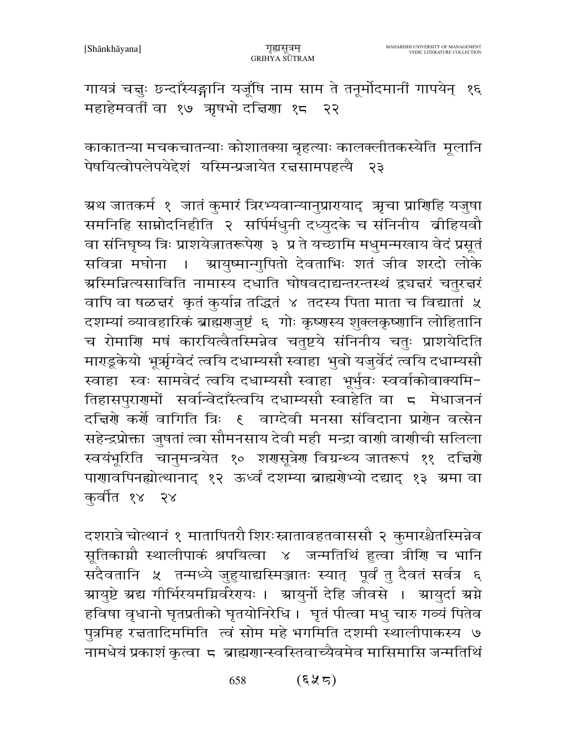गायत्रं चक्षुः छन्दाँस्यङ्गानि यजूँषि नाम साम ते तनूर्मोदमानीं गापयेन् १६ महाहेमवतीं वा १७ ऋषभो दक्षिणा १८ २२

काकातन्या मचकचातन्याः कोशातक्या बृहत्याः कालक्लीतकस्येति मूलानि पेषयित्वोपलेपयेद्देशं यस्मिन्प्रजायेत रक्षसामपहत्यै २३

अथ जातकर्म १ जातं कुमारं त्रिरभ्यवान्यानुप्राणयाद् ऋचा प्राणिहि यजुषा समनिहि साम्नोदनिहीति २ सर्पिर्मधुनी दध्युदके च संनिनीय व्रीहियवौ वा संनिघृष्य त्रिः प्राशयेज्जातरूपेण ३ प्र ते यच्छामि मधुमन्मखाय वेदं प्रसूतं सवित्रा मघोना । आयुष्मान्गुपितो देवताभिः शतं जीव शरदो लोके अस्मिन्नित्यसाविति नामास्य दधाति घोषवदाद्यन्तरन्तस्थं द्व्यक्षरं चतुरक्षरं वापि वा षळक्षरं कृतं कुर्यान्न तद्धितं ४ तदस्य पिता माता च विद्यातां ५ दशम्यां व्यावहारिकं ब्राह्मणजुष्टं ६ गोः कृष्णस्य शुक्लकृष्णानि लोहितानि च रोमाणि मषं कारयित्वैतस्मिन्नेव चतुष्टये संनिनीय चतुः प्राशयेदिति माण्डूकेयो भूर्ऋग्वेदं त्वयि दधाम्यसौ स्वाहा भुवो यजुर्वेदं त्वयि दधाम्यसौ स्वाहा स्वः सामवेदं त्वयि दधाम्यसौ स्वाहा भूर्भुवः स्वर्वाकोवाक्यमितिहासपुराणमों सर्वान्वेदाँस्त्वयि दधाम्यसौ स्वाहेति वा ८ मेधाजननं दक्षिणे कर्णे वागिति त्रिः ९ वाग्देवी मनसा संविदाना प्राणेन वत्सेन सहेन्द्रप्रोक्ता जुषतां त्वा सौमनसाय देवी मही मन्द्रा वाणी वाणीची सलिला स्वयंभूरिति चानुमन्त्रयेत १० शणसूत्रेण विग्रन्थ्य जातरूपं ११ दक्षिणे पाणावपिनह्योत्थानाद् १२ ऊर्ध्वं दशम्या ब्राह्मणेभ्यो दद्याद् १३ अमा वा कुर्वीत १४ २४

दशरात्रे चोत्थानं १ मातापितरौ शिरःस्नातावहतवाससौ २ कुमारश्चैतस्मिन्नेव सूतिकाग्नौ स्थालीपाकं श्रपयित्वा ४ जन्मतिथिं हुत्वा त्रीणि च भानि सदैवतानि ५ तन्मध्ये जुहुयाद्यस्मिञ्जातः स्यात् पूर्वं तु दैवतं सर्वत्र ६ आयुष्टे अद्य गीर्भिरयमग्निर्वरेण्यः । आयुर्नो देहि जीवसे । आयुर्दा अग्ने हविषा वृधानो घृतप्रतीको घृतयोनिरेधि । घृतं पीत्वा मधु चारु गव्यं पितेव पुत्रमिह रक्षतादिममिति त्वं सोम महे भगमिति दशमी स्थालीपाकस्य ७ नामधेयं प्रकाशं कृत्वा ८ ब्राह्मणान्स्वस्तिवाच्यैवमेव मासिमासि जन्मतिथिं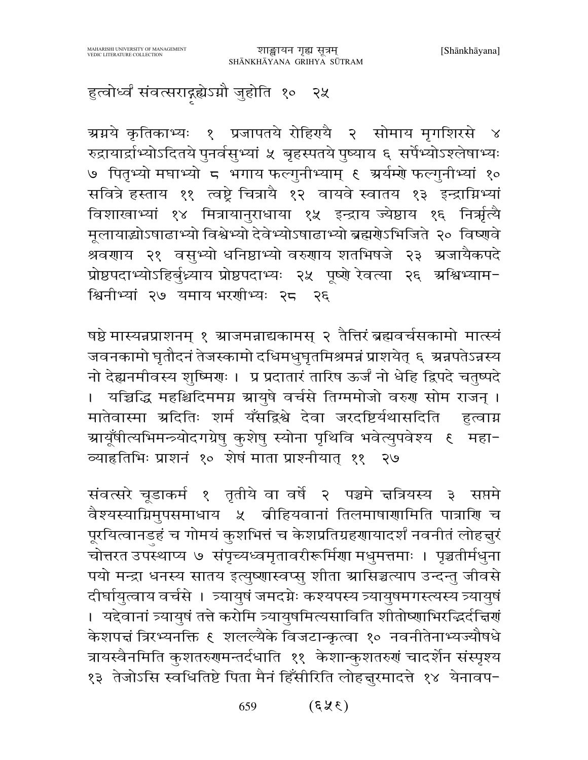हुत्वोर्ध्वं संवत्सराद्गृह्येऽग्नौ जुहोति १० २५

अग्नये कृतिकाभ्यः १ प्रजापतये रोहिण्यै २ सोमाय मृगशिरसे ४ रुद्रायार्द्राभ्योऽदितये पुनर्वसुभ्यां ५ बृहस्पतये पुष्याय ६ सर्पेभ्योऽश्लेषाभ्यः ७ पितृभ्यो मघाभ्यो ८ भगाय फल्गुनीभ्याम् ९ अर्यम्णे फल्गुनीभ्यां १० सवित्रे हस्ताय ११ त्वष्ट्रे चित्रायै १२ वायवे स्वातय १३ इन्द्राग्निभ्यां विशाखाभ्यां १४ मित्रायानुराधाया १५ इन्द्राय ज्येष्ठाय १६ निर्ऋत्यै मूलायाद्भ्योऽषाढाभ्यो विश्वेभ्यो देवेभ्योऽषाढाभ्यो ब्रह्मणेऽभिजिते २० विष्णवे श्रवणाय २१ वसुभ्यो धनिष्ठाभ्यो वरुणाय शतभिषजे २३ अजायैकपदे प्रोष्ठपदाभ्योऽहिर्बुध्न्याय प्रोष्ठपदाभ्यः २५ पूष्णे रेवत्या २६ अश्विभ्यामश्विनीभ्यां २७ यमाय भरणीभ्यः २८ २६

षष्ठे मास्यन्नप्राशनम् १ आजमन्नाद्यकामस् २ तैत्तिरं ब्रह्मवर्चसकामो मात्स्यं जवनकामो घृतौदनं तेजस्कामो दधिमधुघृतमिश्रमन्नं प्राशयेत् ६ अन्नपतेऽन्नस्य नो देह्यनमीवस्य शुष्मिणः । प्र प्रदातारं तारिष ऊर्जं नो धेहि द्विपदे चतुष्पदे । यच्चिद्धि महश्चिदिममग्न आयुषे वर्चसे तिग्ममोजो वरुण सोम राजन् । मातेवास्मा अदितिः शर्म यँसद्विश्वे देवा जरदष्टिर्यथासदिति हुत्वाग्न आयूँषीत्यभिमन्त्र्योदगग्रेषु कुशेषु स्योना पृथिवि भवेत्युपवेश्य ९ महाव्याहृतिभिः प्राशनं १० शेषं माता प्राश्नीयात् ११ २७

संवत्सरे चूडाकर्म १ तृतीये वा वर्षे २ पञ्चमे क्षत्रियस्य ३ सप्तमे वैश्यस्याग्निमुपसमाधाय ५ व्रीहियवानां तिलमाषाणामिति पात्राणि च पूरयित्वानडुहं च गोमयं कुशभित्तं च केशप्रतिग्रहणायादर्शं नवनीतं लोहक्षुरं चोत्तरत उपस्थाप्य ७ संपृच्यध्वमृतावरीरूर्मिणा मधुमत्तमाः । पृञ्चतीर्मधुना पयो मन्द्रा धनस्य सातय इत्युष्णास्वप्सु शीता आसिञ्चत्याप उन्दन्तु जीवसे दीर्घायुत्वाय वर्चसे । त्र्यायुषं जमदग्नेः कश्यपस्य त्र्यायुषमगस्त्यस्य त्र्यायुषं । यद्देवानां त्र्यायुषं तत्ते करोमि त्र्यायुषमित्यसाविति शीतोष्णाभिरद्भिर्दक्षिणं केशपक्षं त्रिरभ्यनक्ति ९ शलल्यैके विजटान्कृत्वा १० नवनीतेनाभ्यज्यौषधे त्रायस्वैनमिति कुशतरुणमन्तर्दधाति ११ केशान्कुशतरुणं चादर्शेन संस्पृश्य १३ तेजोऽसि स्वधितिष्टे पिता मैनं हिँसीरिति लोहक्षुरमादत्ते १४ येनावप-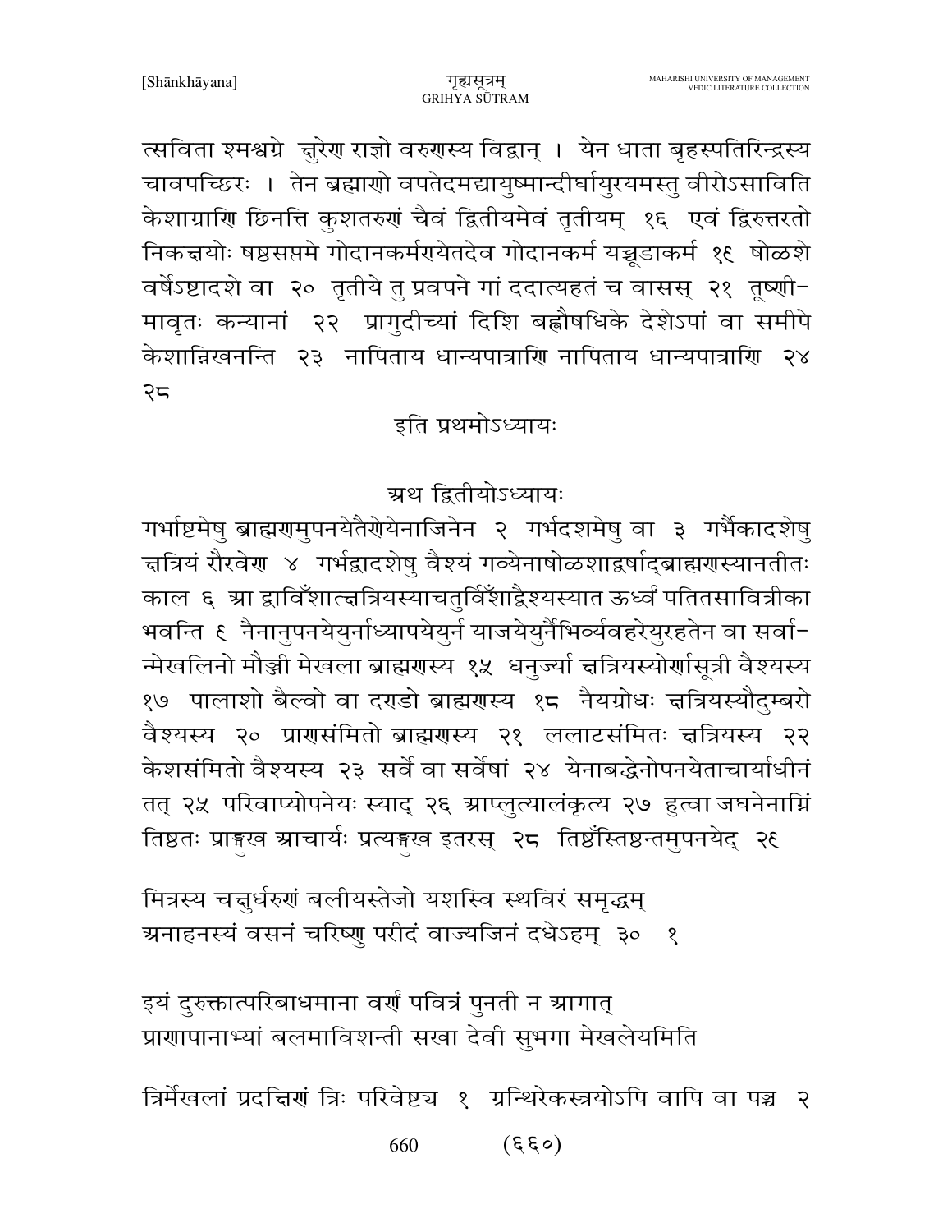त्सविता श्मश्वग्रे क्षुरेण राज्ञो वरुणस्य विद्वान् । येन धाता बृहस्पतिरिन्द्रस्य चावपच्छिरः । तेन ब्रह्माणो वपतेदमद्यायुष्मान्दीर्घायुरयमस्तु वीरोऽसाविति केशाग्राणि छिनत्ति कुशतरुणं चैवं द्वितीयमेवं तृतीयम् १६ एवं द्विरुत्तरतो निकक्षयोः षष्ठसप्तमे गोदानकर्मण्येतदेव गोदानकर्म यच्चूडाकर्म १९ षोळशे वर्षेऽष्टादशे वा २० तृतीये तु प्रवपने गां ददात्यहतं च वासस् २१ तूष्णी-मावृतः कन्यानां २२ प्रागुदीच्यां दिशि बह्वौषधिके देशेऽपां वा समीपे केशान्निखनन्ति २३ नापिताय धान्यपात्राणि नापिताय धान्यपात्राणि २४ २८

इति प्रथमोऽध्यायः

अथ द्वितीयोऽध्यायः

गर्भाष्टमेषु ब्राह्मणमुपनयेतैणेयेनाजिनेन २ गर्भदशमेषु वा ३ गर्भैकादशेषु क्षत्रियं रौरवेण ४ गर्भद्वादशेषु वैश्यं गव्येनाषोळशाद्वर्षाद्ब्राह्मणस्यानतीतः काल ६ आ द्वाविँशात्क्षत्रियस्याचतुर्विँशाद्वैश्यस्यात ऊर्ध्वं पतितसावित्रीका भवन्ति ६ नैनानुपनयेयुर्नाध्यापयेयुर्न याजयेयुर्नैभिर्व्यवहरेयुरहतेन वा सर्वा-न्मेखलिनो मौञ्जी मेखला ब्राह्मणस्य १५ धनुर्ज्या क्षत्रियस्योर्णासूत्री वैश्यस्य १७ पालाशो बैल्वो वा दण्डो ब्राह्मणस्य १८ नैयग्रोधः क्षत्रियस्यौदुम्बरो वैश्यस्य २० प्राणसंमितो ब्राह्मणस्य २१ ललाटसंमितः क्षत्रियस्य २२ केशसंमितो वैश्यस्य २३ सर्वे वा सर्वेषां २४ येनाबद्धेनोपनयेताचार्याधीनं तत् २५ परिवाप्योपनेयः स्याद् २६ आप्लुत्यालंकृत्य २७ हुत्वा जघनेनाग्निं तिष्ठतः प्राङ्मुख आचार्यः प्रत्यङ्मुख इतरस् २८ तिष्ठँस्तिष्ठन्तमुपनयेद् २९

मित्रस्य चक्षुर्धरुणं बलीयस्तेजो यशस्वि स्थविरं समृद्धम्
अनाहनस्यं वसनं चरिष्णु परीदं वाज्यजिनं दधेऽहम् ३० १

इयं दुरुक्तात्परिबाधमाना वर्णं पवित्रं पुनती न आगात्
प्राणापानाभ्यां बलमाविशन्ती सखा देवी सुभगा मेखलेयमिति

त्रिर्मेखलां प्रदक्षिणं त्रिः परिवेष्टय १ ग्रन्थिरेकस्त्रयोऽपि वापि वा पञ्च २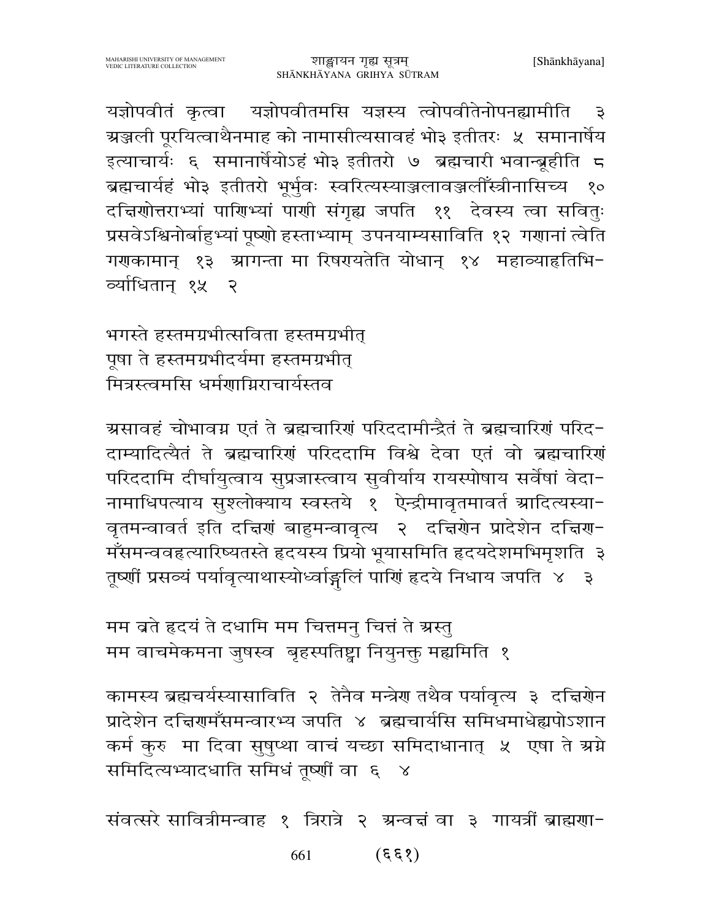यज्ञोपवीतं कृत्वा यज्ञोपवीतमसि यज्ञस्य त्वोपवीतेनोपनह्यामीति ३ अञ्जली पूरयित्वाथैनमाह को नामासीत्यसावहं भो३ इतीतरः ५ समानार्षेय इत्याचार्यः ६ समानार्षेयोऽहं भो३ इतीतरो ७ ब्रह्मचारी भवान्ब्रूहीति ८ ब्रह्मचार्यहं भो३ इतीतरो भूर्भुवः स्वरित्यस्याञ्जलावञ्जलीँस्त्रीनासिच्य १० दक्षिणोत्तराभ्यां पाणिभ्यां पाणी संगृह्य जपति ११ देवस्य त्वा सवितुः प्रसवेऽश्विनोर्बाहुभ्यां पूष्णो हस्ताभ्याम् उपनयाम्यसाविति १२ गणानां त्वेति गणकामान् १३ आगन्ता मा रिषण्यतेति योधान् १४ महाव्याहृतिभि-र्व्याधितान् १५ २

भगस्ते हस्तमग्रभीत्सविता हस्तमग्रभीत्
पूषा ते हस्तमग्रभीदर्यमा हस्तमग्रभीत्
मित्रस्त्वमसि धर्मणाग्निराचार्यस्तव

असावहं चोभावग्न एतं ते ब्रह्मचारिणं परिददामीन्द्रैतं ते ब्रह्मचारिणं परिद-दाम्यादित्यैतं ते ब्रह्मचारिणं परिददामि विश्वे देवा एतं वो ब्रह्मचारिणं परिददामि दीर्घायुत्वाय सुप्रजास्त्वाय सुवीर्याय रायस्पोषाय सर्वेषां वेदा-नामाधिपत्याय सुश्लोक्याय स्वस्तये १ ऐन्द्रीमावृतमावर्त आदित्यस्या-वृतमन्वावर्त इति दक्षिणं बाहुमन्वावृत्य २ दक्षिणेन प्रादेशेन दक्षिण-मँसमन्ववहृत्यारिष्यतस्ते हृदयस्य प्रियो भूयासमिति हृदयदेशमभिमृशति ३ तूष्णीं प्रसव्यं पर्यावृत्याथास्योर्ध्वाङ्गुलिं पाणिं हृदये निधाय जपति ४ ३

मम व्रते हृदयं ते दधामि मम चित्तमनु चित्तं ते अस्तु
मम वाचमेकमना जुषस्व बृहस्पतिष्ट्वा नियुनक्तु मह्यमिति १

कामस्य ब्रह्मचर्यस्यासाविति २ तेनैव मन्त्रेण तथैव पर्यावृत्य ३ दक्षिणेन प्रादेशेन दक्षिणमँसमन्वारभ्य जपति ४ ब्रह्मचार्यसि समिधमाधेह्यपोऽशान कर्म कुरु मा दिवा सुषुप्था वाचं यच्छा समिदाधानात् ५ एषा ते अग्ने समिदित्यभ्यादधाति समिधं तूष्णीं वा ६ ४

संवत्सरे सावित्रीमन्वाह १ त्रिरात्रे २ अन्वक्षं वा ३ गायत्रीं ब्राह्मणा-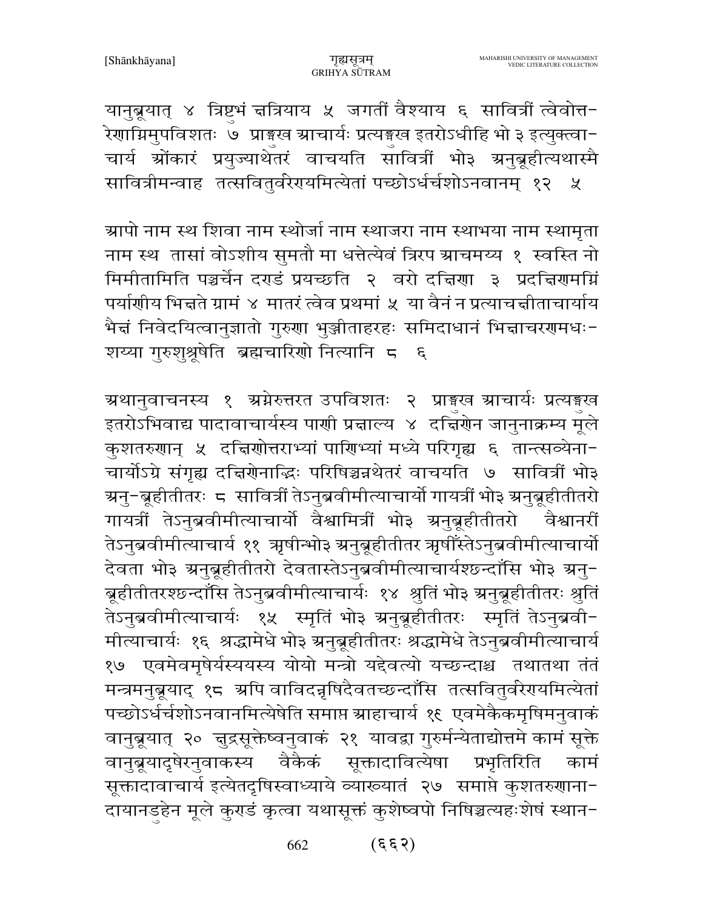यानुब्रूयात् ४ त्रिष्टुभं क्षत्रियाय ५ जगतीं वैश्याय ६ सावित्रीं त्वेवोत्त-रेणाग्निमुपविशतः ७ प्राङ्मुख आचार्यः प्रत्यङ्मुख इतरोऽधीहि भो ३ इत्युक्त्वा-चार्य ओंकारं प्रयुज्याथेतरं वाचयति सावित्रीं भो३ अनुब्रूहीत्यथास्मै सावित्रीमन्वाह तत्सवितुर्वरेण्यमित्येतां पच्छोऽर्धर्चशोऽनवानम् १२ ५

आपो नाम स्थ शिवा नाम स्थोर्जा नाम स्थाजरा नाम स्थाभया नाम स्थामृता नाम स्थ तासां वोऽशीय सुमतौ मा धत्तेत्येवं त्रिरप आचमय्य १ स्वस्ति नो मिमीतामिति पञ्चर्चेन दण्डं प्रयच्छति २ वरो दक्षिणा ३ प्रदक्षिणमग्निं पर्याणीय भिक्षते ग्रामं ४ मातरं त्वेव प्रथमां ५ या वैनं न प्रत्याचक्षीताचार्याय भैक्षं निवेदयित्वानुज्ञातो गुरुणा भुञ्जीताहरहः समिदाधानं भिक्षाचरणमधः-शय्या गुरुशुश्रूषेति ब्रह्मचारिणो नित्यानि ८ ६

अथानुवाचनस्य १ अग्नेरुत्तरत उपविशतः २ प्राङ्मुख आचार्यः प्रत्यङ्मुख इतरोऽभिवाद्य पादावाचार्यस्य पाणी प्रक्षाल्य ४ दक्षिणेन जानुनाक्रम्य मूले कुशतरुणान् ५ दक्षिणोत्तराभ्यां पाणिभ्यां मध्ये परिगृह्य ६ तान्त्सव्येना-चार्योऽग्रे संगृह्य दक्षिणेनाद्भिः परिषिञ्चन्नथेतरं वाचयति ७ सावित्रीं भो३ अनु-ब्रूहीतीतरः ८ सावित्रीं तेऽनुब्रवीमीत्याचार्यो गायत्रीं भो३ अनुब्रूहीतीतरो गायत्रीं तेऽनुब्रवीमीत्याचार्यो वैश्वामित्रीं भो३ अनुब्रूहीतीतरो वैश्वानरीं तेऽनुब्रवीमीत्याचार्य ११ ऋषीन्भो३ अनुब्रूहीतीतर ऋषीँस्तेऽनुब्रवीमीत्याचार्यो देवता भो३ अनुब्रूहीतीतरो देवतास्तेऽनुब्रवीमीत्याचार्यश्छन्दाँसि भो३ अनु-ब्रूहीतीतरश्छन्दाँसि तेऽनुब्रवीमीत्याचार्यः १४ श्रुतिं भो३ अनुब्रूहीतीतरः श्रुतिं तेऽनुब्रवीमीत्याचार्यः १५ स्मृतिं भो३ अनुब्रूहीतीतरः स्मृतिं तेऽनुब्रवी-मीत्याचार्यः १६ श्रद्धामेधे भो३ अनुब्रूहीतीतरः श्रद्धामेधे तेऽनुब्रवीमीत्याचार्य १७ एवमेवमृषेर्यस्ययस्य योयो मन्त्रो यद्देवत्यो यच्छन्दाश्च तथातथा तंतं मन्त्रमनुब्रूयाद् १८ अपि वाविदन्नृषिदैवतच्छन्दाँसि तत्सवितुर्वरेण्यमित्येतां पच्छोऽर्धर्चशोऽनवानमित्येषेति समाप्त आहाचार्य १९ एवमेकैकमृषिमनुवाकं वानुब्रूयात् २० क्षुद्रसूक्तेष्वनुवाकं २१ यावद्वा गुरुर्मन्येताद्योत्तमे कामं सूक्ते वानुब्रूयादृषेरनुवाकस्य वैकैकं सूक्तादावित्येषा प्रभृतिरिति कामं सूक्तादावाचार्य इत्येतदृषिस्वाध्याये व्याख्यातं २७ समाप्ते कुशतरुणाना-दायानडुहेन मूले कुण्डं कृत्वा यथासूक्तं कुशेष्वपो निषिञ्चत्यहःशेषं स्थान-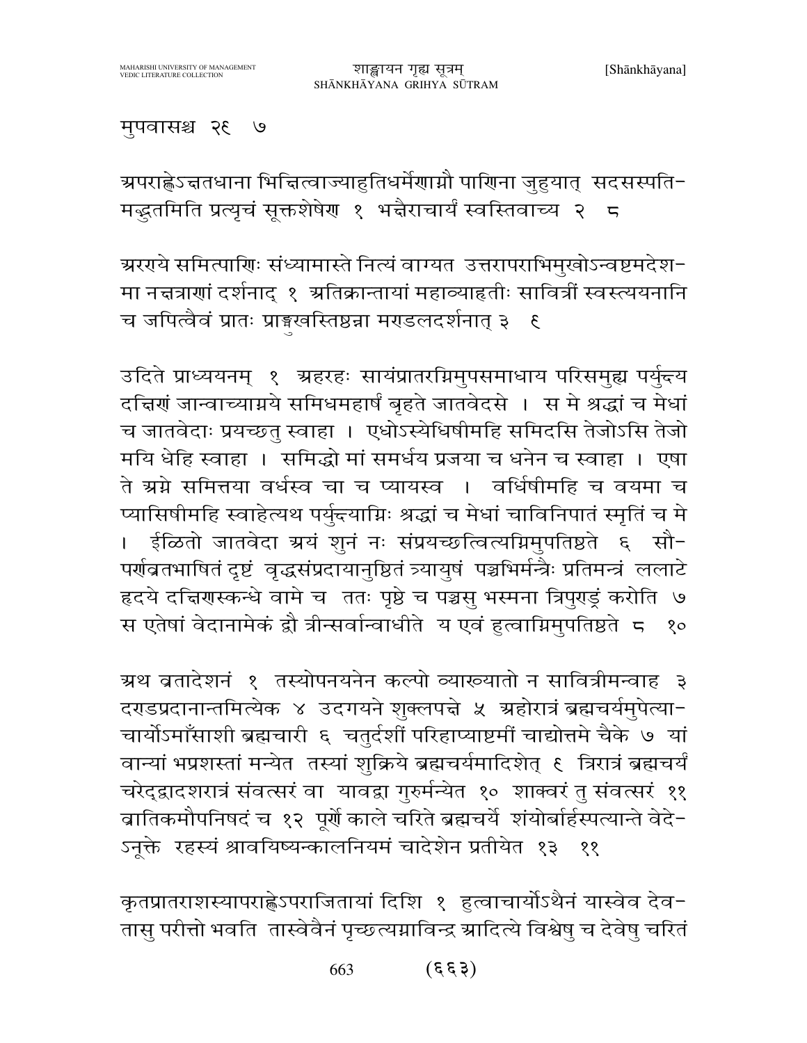मुपवासश्च २९ ७

अपराह्णेऽक्षतधाना भिक्षित्वाज्याहुतिधर्मेणाग्नौ पाणिना जुहुयात् सदसस्पति-मद्भुतमिति प्रत्यृचं सूक्तशेषेण १ भक्षैराचार्यं स्वस्तिवाच्य २ ८

अरण्ये समित्पाणिः संध्यामास्ते नित्यं वाग्यत उत्तरापराभिमुखोऽन्वष्टमदेश-मा नक्षत्राणां दर्शनाद् १ अतिक्रान्तायां महाव्याहृतीः सावित्रीं स्वस्त्ययनानि च जपित्वैवं प्रातः प्राङ्मुखस्तिष्ठन्ना मण्डलदर्शनात् ३ ९

उदिते प्राध्ययनम् १ अहरहः सायंप्रातरग्निमुपसमाधाय परिसमुह्य पर्युक्ष्य दक्षिणं जान्वाच्याग्नये समिधमहार्षं बृहते जातवेदसे । स मे श्रद्धां च मेधां च जातवेदाः प्रयच्छतु स्वाहा । एधोऽस्येधिषीमहि समिदसि तेजोऽसि तेजो मयि धेहि स्वाहा । समिद्धो मां समर्धय प्रजया च धनेन च स्वाहा । एषा ते अग्ने समित्तया वर्धस्व चा च प्यायस्व । वर्धिषीमहि च वयमा च प्यासिषीमहि स्वाहेत्यथ पर्युक्ष्याग्निः श्रद्धां च मेधां चाविनिपातं स्मृतिं च मे । ईळितो जातवेदा अयं शुनं नः संप्रयच्छत्वित्यग्निमुपतिष्ठते ६ सौ-पर्णव्रतभाषितं दृष्टं वृद्धसंप्रदायानुष्ठितं त्र्यायुषं पञ्चभिर्मन्त्रैः प्रतिमन्त्रं ललाटे हृदये दक्षिणस्कन्धे वामे च ततः पृष्ठे च पञ्चसु भस्मना त्रिपुण्ड्रं करोति ७ स एतेषां वेदानामेकं द्वौ त्रीन्सर्वान्वाधीते य एवं हुत्वाग्निमुपतिष्ठते ८ १०

अथ व्रतादेशनं १ तस्योपनयनेन कल्पो व्याख्यातो न सावित्रीमन्वाह ३ दण्डप्रदानान्तमित्येक ४ उदगयने शुक्लपक्षे ५ अहोरात्रं ब्रह्मचर्यमुपेत्या-चार्योऽमाँसाशी ब्रह्मचारी ६ चतुर्दशीं परिहाप्याष्टमीं चाद्योत्तमे चैके ७ यां वान्यां भप्रशस्तां मन्येत तस्यां शुक्रिये ब्रह्मचर्यमादिशेत् ९ त्रिरात्रं ब्रह्मचर्यं चरेद्द्वादशरात्रं संवत्सरं वा यावद्वा गुरुर्मन्येत १० शाक्वरं तु संवत्सरं ११ व्रातिकमौपनिषदं च १२ पूर्णे काले चरिते ब्रह्मचर्ये शंयोर्बार्हस्पत्यान्ते वेदे-ऽनूक्ते रहस्यं श्रावयिष्यन्कालनियमं चादेशेन प्रतीयेत १३ ११

कृतप्रातराशस्यापराह्णेऽपराजितायां दिशि १ हुत्वाचार्योऽथैनं यास्वेव देव-तासु परीत्तो भवति तास्वेवैनं पृच्छत्यग्नाविन्द्र आदित्ये विश्वेषु च देवेषु चरितं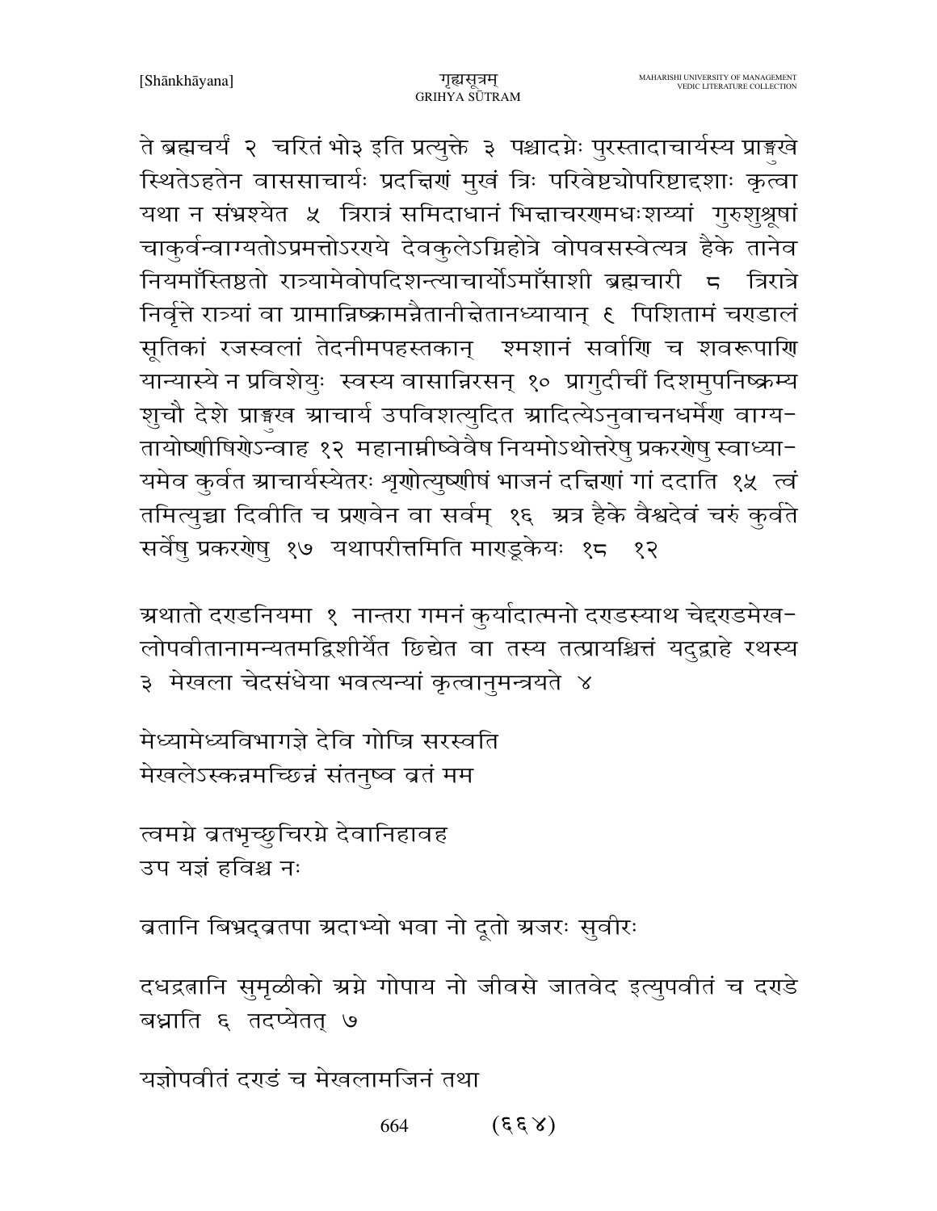ते ब्रह्मचर्यं २ चरितं भो३ इति प्रत्युक्ते ३ पश्चादग्नेः पुरस्तादाचार्यस्य प्राङ्मुखे स्थितेऽहतेन वाससाचार्यः प्रदक्षिणं मुखं त्रिः परिवेष्ट्योपरिष्टाद्दशाः कृत्वा यथा न संभ्रश्येत ५ त्रिरात्रं समिदाधानं भिक्षाचरणमधःशय्यां गुरुशुश्रूषां चाकुर्वन्वाग्यतोऽप्रमत्तोऽरण्ये देवकुलेऽग्निहोत्रे वोपवसस्त्वेत्यत्र हैके तानेव नियमाँस्तिष्ठतो रात्र्यामेवोपदिशन्त्याचार्योऽमाँसाशी ब्रह्मचारी ८ त्रिरात्रे निर्वृत्ते रात्र्यां वा ग्रामान्निष्क्रामन्नैतानीक्षेतानध्यायान् ९ पिशितामं चण्डालं सूतिकां रजस्वलां तेदनीमपहस्तकान् श्मशानं सर्वाणि च शवरूपाणि यान्यास्ये न प्रविशेयुः स्वस्य वासान्निरसन् १० प्रागुदीचीं दिशमुपनिष्क्रम्य शुचौ देशे प्राङ्मुख आचार्य उपविशत्युदित आदित्येऽनुवाचनधर्मेण वाग्यतायोष्णीषिणेऽन्वाह १२ महानाम्नीष्वेवैष नियमोऽथोत्तरेषु प्रकरणेषु स्वाध्यायमेव कुर्वत आचार्यस्येतरः शृणोत्युष्णीषं भाजनं दक्षिणां गां ददाति १५ त्वं तमित्युच्चा दिवीति च प्रणवेन वा सर्वम् १६ अत्र हैके वैश्वदेवं चरुं कुर्वते सर्वेषु प्रकरणेषु १७ यथापरीत्तमिति माण्डूकेयः १८ १२

अथातो दण्डनियमा १ नान्तरा गमनं कुर्यादात्मनो दण्डस्याथ चेद्दण्डमेखलोपवीतानामन्यतमद्विशीर्येत छिद्येत वा तस्य तत्प्रायश्चित्तं यदुद्वाहे रथस्य ३ मेखला चेदसंधेया भवत्यन्यां कृत्वानुमन्त्रयते ४

मेध्यामेध्यविभागज्ञे देवि गोप्त्रि सरस्वति
मेखलेऽस्कन्नमच्छिन्नं संतनुष्व व्रतं मम

त्वमग्ने व्रतभृच्छुचिरग्ने देवानिहावह
उप यज्ञं हविश्च नः

व्रतानि बिभ्रद्व्रतपा अदाभ्यो भवा नो दूतो अजरः सुवीरः

दधद्रत्नानि सुमृळीको अग्ने गोपाय नो जीवसे जातवेद इत्युपवीतं च दण्डे बध्नाति ६ तदप्येतत् ७

यज्ञोपवीतं दण्डं च मेखलामजिनं तथा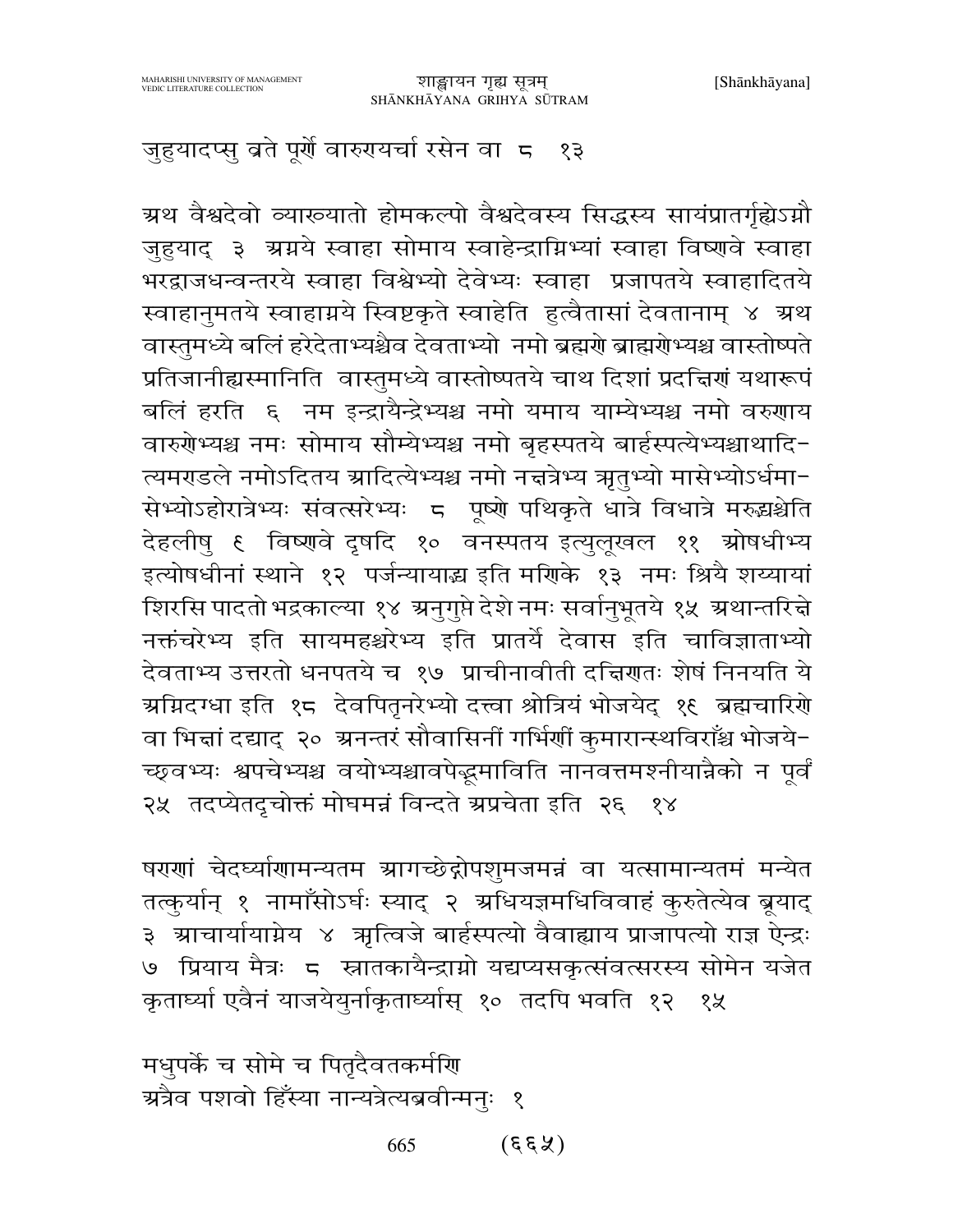जुहुयादप्सु व्रते पूर्णे वारुण्यर्चा रसेन वा ८ १३

अथ वैश्वदेवो व्याख्यातो होमकल्पो वैश्वदेवस्य सिद्धस्य सायंप्रातर्गृह्येऽग्नौ जुहुयाद् ३ अग्नये स्वाहा सोमाय स्वाहेन्द्राग्निभ्यां स्वाहा विष्णवे स्वाहा भरद्वाजधन्वन्तरये स्वाहा विश्वेभ्यो देवेभ्यः स्वाहा प्रजापतये स्वाहादितये स्वाहानुमतये स्वाहाग्नये स्विष्टकृते स्वाहेति हुत्वैतासां देवतानाम् ४ अथ वास्तुमध्ये बलिं हरेदेताभ्यश्चैव देवताभ्यो नमो ब्रह्मणे ब्राह्मणेभ्यश्च वास्तोष्पते प्रतिजानीह्यस्मानिति वास्तुमध्ये वास्तोष्पतये चाथ दिशां प्रदक्षिणं यथारूपं बलिं हरति ६ नम इन्द्रायैन्द्रेभ्यश्च नमो यमाय याम्येभ्यश्च नमो वरुणाय वारुणेभ्यश्च नमः सोमाय सौम्येभ्यश्च नमो बृहस्पतये बार्हस्पत्येभ्यश्चाथादि-त्यमण्डले नमोऽदितय आदित्येभ्यश्च नमो नक्षत्रेभ्य ऋतुभ्यो मासेभ्योऽर्धमा-सेभ्योऽहोरात्रेभ्यः संवत्सरेभ्यः ८ पूष्णे पथिकृते धात्रे विधात्रे मरुद्भ्यश्चेति देहलीषु ९ विष्णवे दृषदि १० वनस्पतय इत्युलूखल ११ ओषधीभ्य इत्योषधीनां स्थाने १२ पर्जन्यायाद्भ्य इति मणिके १३ नमः श्रियै शय्यायां शिरसि पादतो भद्रकाल्या १४ अनुगुप्ते देशे नमः सर्वानुभूतये १५ अथान्तरिक्षे नक्तंचरेभ्य इति सायमहश्चरेभ्य इति प्रातर्ये देवास इति चाविज्ञाताभ्यो देवताभ्य उत्तरतो धनपतये च १७ प्राचीनावीती दक्षिणतः शेषं निनयति ये अग्निदग्धा इति १८ देवपितृनरेभ्यो दत्त्वा श्रोत्रियं भोजयेद् १९ ब्रह्मचारिणे वा भिक्षां दद्याद् २० अनन्तरं सौवासिनीं गर्भिणीं कुमारान्स्थविरांश्च भोजये-च्छ्वभ्यः श्वपचेभ्यश्च वयोभ्यश्चावपेद्भूमाविति नानवत्तमश्नीयान्नैको न पूर्वं २५ तदप्येतदृचोक्तं मोघमन्नं विन्दते अप्रचेता इति २६ १४

षण्णां चेदर्घ्याणामन्यतम आगच्छेद्गोपशुमजमन्नं वा यत्सामान्यतमं मन्येत तत्कुर्यान् १ नामाँसोऽर्घः स्याद् २ अधियज्ञमधिविवाहं कुरुतेत्येव ब्रूयाद् ३ आचार्यायाग्नेय ४ ऋत्विजे बार्हस्पत्यो वैवाह्याय प्राजापत्यो राज्ञ ऐन्द्रः ७ प्रियाय मैत्रः ८ स्नातकायैन्द्राग्नो यद्यप्यसकृत्संवत्सरस्य सोमेन यजेत कृतार्घ्या एवैनं याजयेयुर्नाकृतार्घ्यास् १० तदपि भवति १२ १५

मधुपर्के च सोमे च पितृदैवतकर्मणि
अत्रैव पशवो हिँस्या नान्यत्रेत्यब्रवीन्मनुः १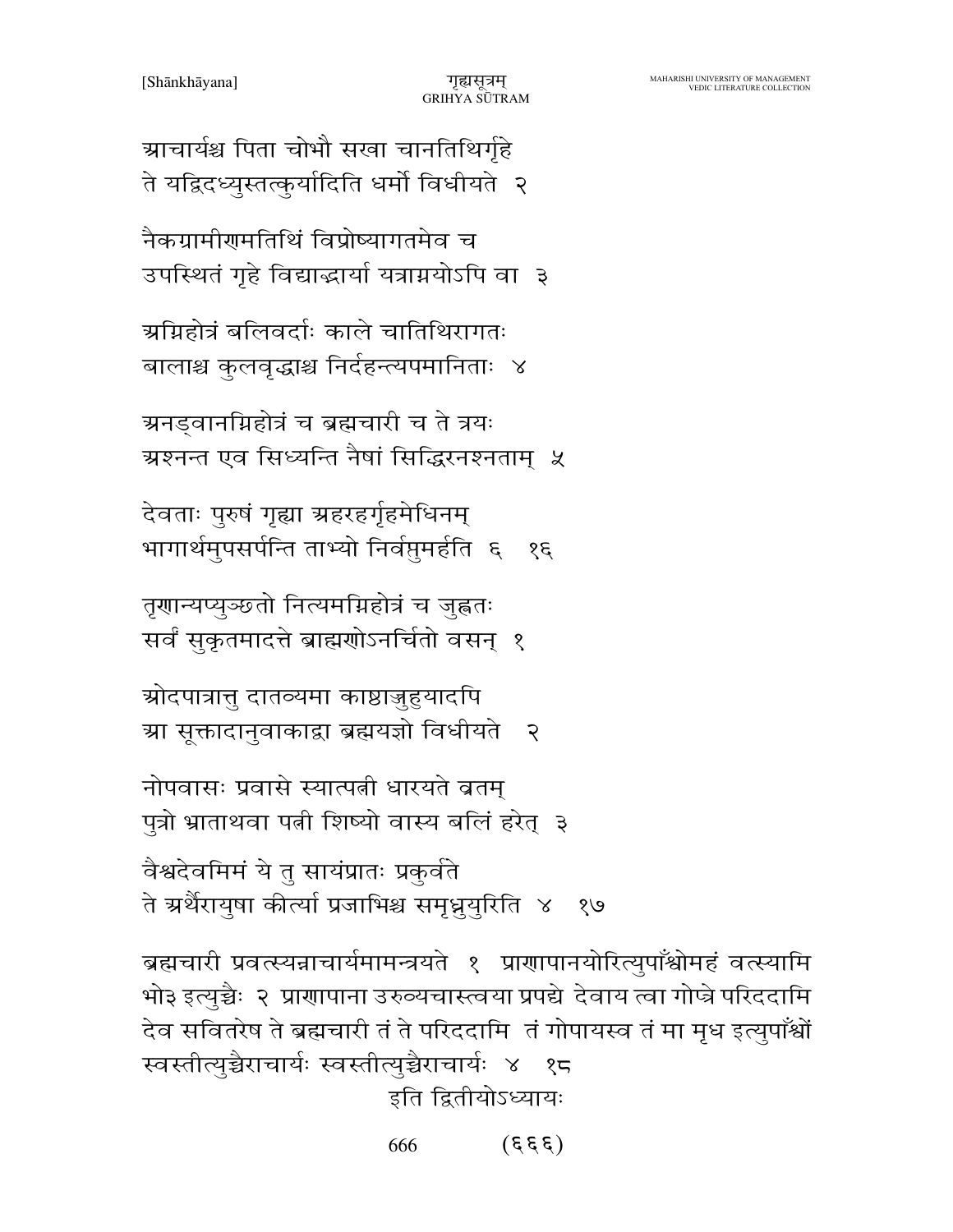आचार्यश्च पिता चोभौ सखा चानतिथिर्गृहे
ते यद्विदध्युस्तत्कुर्यादिति धर्मो विधीयते २

नैकग्रामीणमतिथिं विप्रोष्यागतमेव च
उपस्थितं गृहे विद्याद्भार्या यत्राग्नयोऽपि वा ३

अग्निहोत्रं बलिवर्दाः काले चातिथिरागतः
बालाश्च कुलवृद्धाश्च निर्दहन्त्यपमानिताः ४

अनड्वानग्निहोत्रं च ब्रह्मचारी च ते त्रयः
अश्नन्त एव सिध्यन्ति नैषां सिद्धिरनश्नताम् ५

देवताः पुरुषं गृह्या अहरहर्गृहमेधिनम्
भागार्थमुपसर्पन्ति ताभ्यो निर्वप्तुमर्हति ६ १६

तृणान्यप्युञ्छतो नित्यमग्निहोत्रं च जुह्वतः
सर्वं सुकृतमादत्ते ब्राह्मणोऽनर्चितो वसन् १

ओदपात्रात्तु दातव्यमा काष्ठाज्जुहुयादपि
आ सूक्तादानुवाकाद्वा ब्रह्मयज्ञो विधीयते २

नोपवासः प्रवासे स्यात्पत्नी धारयते व्रतम्
पुत्रो भ्राताथवा पत्नी शिष्यो वास्य बलिं हरेत् ३

वैश्वदेवमिमं ये तु सायंप्रातः प्रकुर्वते
ते अर्थैरायुषा कीर्त्या प्रजाभिश्च समृध्नुयुरिति ४ १७

ब्रह्मचारी प्रवत्स्यन्नाचार्यमामन्त्रयते १ प्राणापानयोरित्युपाँश्वोमहं वत्स्यामि भो३ इत्युच्चैः २ प्राणापाना उरुव्यचास्त्वया प्रपद्ये देवाय त्वा गोप्त्रे परिददामि देव सवितरेष ते ब्रह्मचारी तं ते परिददामि तं गोपायस्व तं मा मृध इत्युपाँश्वों स्वस्तीत्युच्चैराचार्यः स्वस्तीत्युच्चैराचार्यः ४ १८

इति द्वितीयोऽध्यायः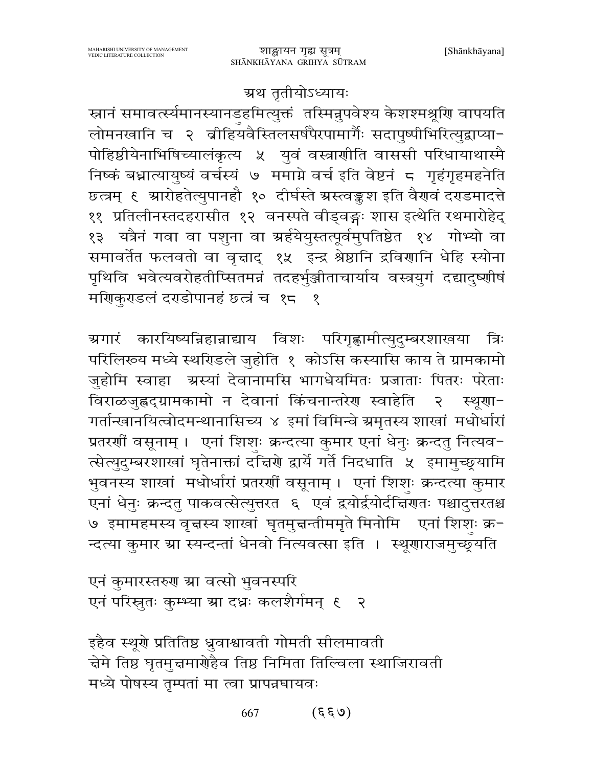## अथ तृतीयोऽध्यायः

स्नानं समावर्त्स्यमानस्यानडुहमित्युक्तं तस्मिन्नुपवेश्य केशश्मश्रूणि वापयति लोमनखानि च २ व्रीहियवैस्तिलसर्षपैरपामार्गैः सदापुष्पीभिरित्युद्वाप्या-पोहिष्ठीयेनाभिषिच्यालंकृत्य ५ युवं वस्त्राणीति वाससी परिधायाथास्मै निष्कं बध्नात्यायुष्यं वर्चस्यं ७ ममाग्ने वर्च इति वेष्टनं ८ गृहंगृहमहनेति छत्रम् ९ आरोहतेत्युपानहौ १० दीर्घस्ते अस्त्वङ्कुश इति वैणवं दण्डमादत्ते ११ प्रतिलीनस्तदहरासीत १२ वनस्पते वीड्वङ्गः शास इत्थेति रथमारोहेद् १३ यत्रैनं गवा वा पशुना वा अर्हयेयुस्तत्पूर्वमुपतिष्ठेत १४ गोभ्यो वा समावर्तेत फलवतो वा वृक्षाद् १५ इन्द्र श्रेष्ठानि द्रविणानि धेहि स्योना पृथिवि भवेत्यवरोहतीप्सितमन्नं तदहर्भुञ्जीताचार्याय वस्त्रयुगं दद्यादुष्णीषं मणिकुण्डलं दण्डोपानहं छत्रं च १८ १

अगारं कारयिष्यन्निहान्नाद्याय विशः परिगृह्णामीत्युदुम्बरशाखया त्रिः परिलिख्य मध्ये स्थण्डिले जुहोति १ कोऽसि कस्यासि काय ते ग्रामकामो जुहोमि स्वाहा अस्यां देवानामसि भागधेयमितः प्रजाताः पितरः परेताः विराळजुह्वद्ग्रामकामो न देवानां किंचनान्तरेण स्वाहेति २ स्थूणा-गर्तान्खानयित्वोदमन्थानासिच्य ४ इमां विमिन्वे अमृतस्य शाखां मधोर्धारां प्रतरणीं वसूनाम् । एनां शिशुः क्रन्दत्या कुमार एनां धेनुः क्रन्दतु नित्यव-त्सेत्युदुम्बरशाखां घृतेनाक्तां दक्षिणे द्वार्ये गर्ते निदधाति ५ इमामुच्छ्रयामि भुवनस्य शाखां मधोर्धारां प्रतरणीं वसूनाम् । एनां शिशुः क्रन्दत्या कुमार एनां धेनुः क्रन्दतु पाकवत्सेत्युत्तरत ६ एवं द्वयोर्द्वयोर्दक्षिणतः पश्चादुत्तरतश्च ७ इमामहमस्य वृक्षस्य शाखां घृतमुक्षन्तीममृते मिनोमि एनां शिशुः क्र-न्दत्या कुमार आ स्यन्दन्तां धेनवो नित्यवत्सा इति । स्थूणाराजमुच्छ्रयति

एनं कुमारस्तरुण आ वत्सो भुवनस्परि
एनं परिस्रुतः कुम्भ्या आ दध्नः कलशैर्गमन् ९ २

इहैव स्थूणे प्रतितिष्ठ ध्रुवाश्वावती गोमती सीलमावती
क्षेमे तिष्ठ घृतमुक्षमाणेहैव तिष्ठ निमिता तिल्विला स्थाजिरावती
मध्ये पोषस्य तृम्पतां मा त्वा प्रापन्नघायवः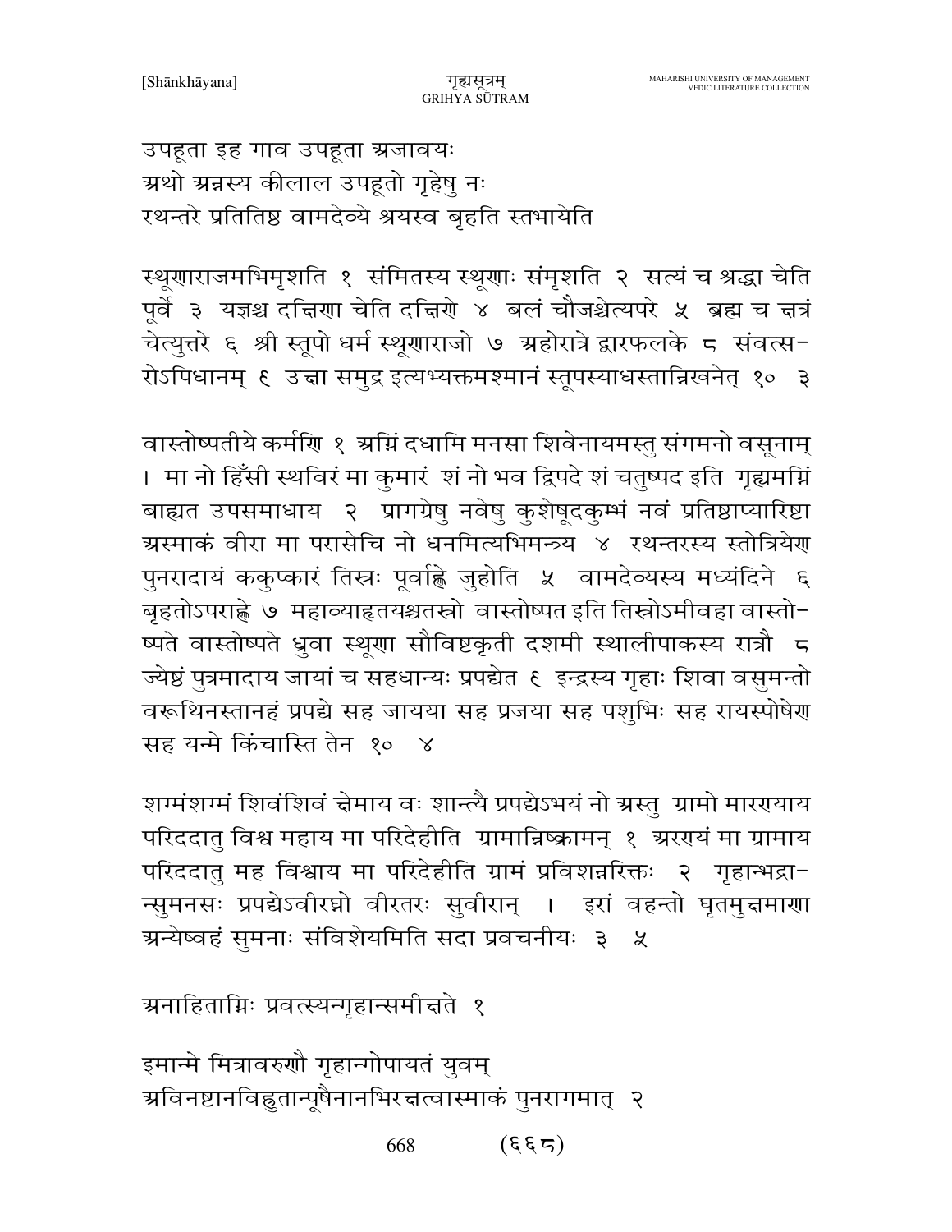उपहूता इह गाव उपहूता अजावयः
अथो अन्नस्य कीलाल उपहूतो गृहेषु नः
रथन्तरे प्रतितिष्ठ वामदेव्ये श्रयस्व बृहति स्तभायेति

स्थूणाराजमभिमृशति १ संमितस्य स्थूणाः संमृशति २ सत्यं च श्रद्धा चेति पूर्वे ३ यज्ञश्च दक्षिणा चेति दक्षिणे ४ बलं चौजश्चेत्यपरे ५ ब्रह्म च क्षत्रं चेत्युत्तरे ६ श्री स्तूपो धर्म स्थूणाराजो ७ अहोरात्रे द्वारफलके ८ संवत्सरोऽपिधानम् ९ उक्षा समुद्र इत्यभ्यक्तमश्मानं स्तूपस्याधस्तान्निखनेत् १० ३

वास्तोष्पतीये कर्मणि १ अग्निं दधामि मनसा शिवेनायमस्तु संगमनो वसूनाम् । मा नो हिँसी स्थविरं मा कुमारं शं नो भव द्विपदे शं चतुष्पद इति गृह्यमग्निं बाह्यत उपसमाधाय २ प्रागग्रेषु नवेषु कुशेषूदकुम्भं नवं प्रतिष्ठाप्यारिष्टा अस्माकं वीरा मा परासेचि नो धनमित्यभिमन्त्र्य ४ रथन्तरस्य स्तोत्रियेण पुनरादायं ककुप्कारं तिस्रः पूर्वाह्णे जुहोति ५ वामदेव्यस्य मध्यंदिने ६ बृहतोऽपराह्णे ७ महाव्याहृतयश्चतस्रो वास्तोष्पत इति तिस्रोऽमीवहा वास्तोष्पते वास्तोष्पते ध्रुवा स्थूणा सौविष्टकृती दशमी स्थालीपाकस्य रात्रौ ८ ज्येष्ठं पुत्रमादाय जायां च सहधान्यः प्रपद्येत ९ इन्द्रस्य गृहाः शिवा वसुमन्तो वरूथिनस्तानहं प्रपद्ये सह जायया सह प्रजया सह पशुभिः सह रायस्पोषेण सह यन्मे किंचास्ति तेन १० ४

शग्मंशग्मं शिवंशिवं क्षेमाय वः शान्त्यै प्रपद्येऽभयं नो अस्तु ग्रामो मारण्याय परिददातु विश्व महाय मा परिदेहीति ग्रामान्निष्क्रामन् १ अरण्यं मा ग्रामाय परिददातु मह विश्वाय मा परिदेहीति ग्रामं प्रविशन्नरिक्तः २ गृहान्भद्रान्सुमनसः प्रपद्येऽवीरघ्नो वीरतरः सुवीरान् । इरां वहन्तो घृतमुक्षमाणा अन्येष्वहं सुमनाः संविशेयमिति सदा प्रवचनीयः ३ ५

अनाहिताग्निः प्रवत्स्यन्गृहान्समीक्षते १

इमान्मे मित्रावरुणौ गृहान्गोपायतं युवम्
अविनष्टानविह्रुतान्पूषैनानभिरक्षत्वास्माकं पुनरागमात् २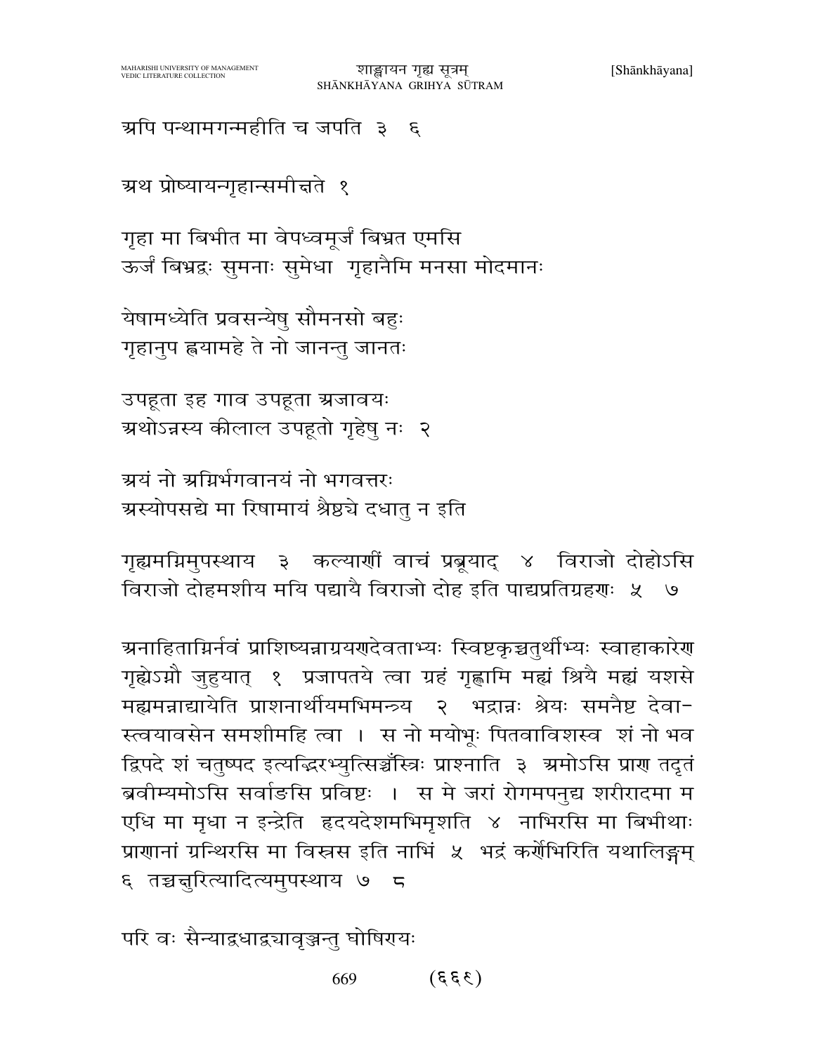अपि पन्थामगन्महीति च जपति ३ ६

अथ प्रोष्यायन्गृहान्समीक्षते १

गृहा मा बिभीत मा वेपध्वमूर्जं बिभ्रत एमसि
ऊर्जं बिभ्रद्वः सुमनाः सुमेधा गृहानैमि मनसा मोदमानः

येषामध्येति प्रवसन्येषु सौमनसो बहुः
गृहानुप ह्वयामहे ते नो जानन्तु जानतः

उपहूता इह गाव उपहूता अजावयः
अथोऽन्नस्य कीलाल उपहूतो गृहेषु नः २

अयं नो अग्निर्भगवानयं नो भगवत्तरः
अस्योपसद्ये मा रिषामायं श्रैष्ठ्ये दधातु न इति

गृह्यमग्निमुपस्थाय ३ कल्याणीं वाचं प्रब्रूयाद् ४ विराजो दोहोऽसि विराजो दोहमशीय मयि पद्यायै विराजो दोह इति पाद्यप्रतिग्रहणः ५ ७

अनाहिताग्निर्नवं प्राशिष्यन्नाग्रयणदेवताभ्यः स्विष्टकृच्चतुर्थीभ्यः स्वाहाकारेण गृह्येऽग्नौ जुहुयात् १ प्रजापतये त्वा ग्रहं गृह्णामि मह्यं श्रियै मह्यं यशसे मह्यमन्नाद्यायेति प्राशनार्थीयमभिमन्त्र्य २ भद्रान्नः श्रेयः समनैष्ट देवा-स्त्वयावसेन समशीमहि त्वा । स नो मयोभूः पितवाविशस्व शं नो भव द्विपदे शं चतुष्पद इत्यद्भिरभ्युत्सिञ्चंस्त्रिः प्राश्नाति ३ अमोऽसि प्राण तदृतं ब्रवीम्यमोऽसि सर्वाङसि प्रविष्टः । स मे जरां रोगमपनुद्य शरीरादमा म एधि मा मृधा न इन्द्रेति हृदयदेशमभिमृशति ४ नाभिरसि मा बिभीथाः प्राणानां ग्रन्थिरसि मा विस्रस इति नाभिं ५ भद्रं कर्णेभिरिति यथालिङ्गम् ६ तच्चक्षुरित्यादित्यमुपस्थाय ७ ८

परि वः सैन्याद्वधाद्वद्यावृञ्जन्तु घोषिरायः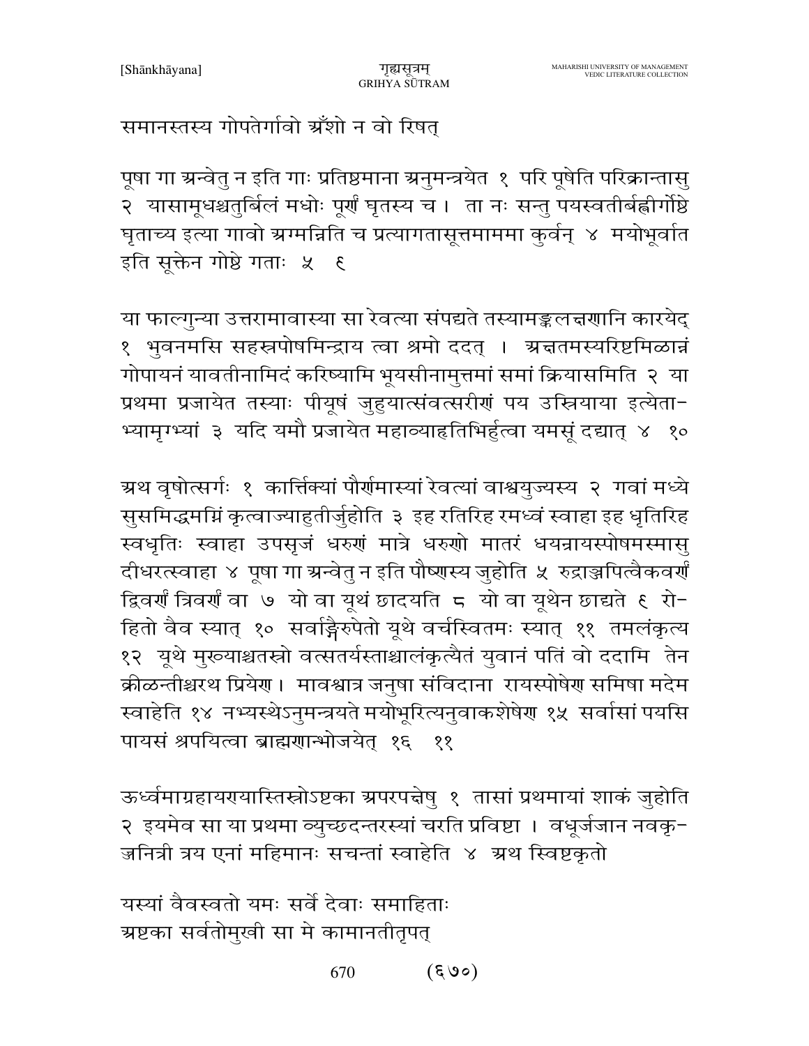समानस्तस्य गोपतेर्गावो ग्रँशो न वो रिषत्

पूषा गा ग्रन्वेतु न इति गाः प्रतिष्ठमाना ग्रनुमन्त्रयेत १ परि पूषेति परिक्रान्तासु २ यासामूधश्चतुर्बिलं मधोः पूर्णं घृतस्य च । ता नः सन्तु पयस्वतीर्बह्वीर्गोष्ठे घृताच्य इत्या गावो ग्रग्मन्निति च प्रत्यागतासूत्तमाममा कुर्वन् ४ मयोभूर्वात इति सूक्तेन गोष्ठे गताः ५ ६

या फाल्गुन्या उत्तरामावास्या सा रेवत्या संपद्यते तस्यामङ्कलक्षणानि कारयेद् १ भुवनमसि सहस्रपोषमिन्द्राय त्वा श्रमो ददत् । ग्रक्षतमस्यरिष्टमिळान्नं गोपायनं यावतीनामिदं करिष्यामि भूयसीनामुत्तमां समां क्रियासमिति २ या प्रथमा प्रजायेत तस्याः पीयूषं जुहुयात्संवत्सरीणं पय उस्रियाया इत्येता-भ्यामृग्भ्यां ३ यदि यमौ प्रजायेत महाव्याहृतिभिर्हुत्वा यमसूं दद्यात् ४ १०

ग्रथ वृषोत्सर्गः १ कार्त्तिक्यां पौर्णमास्यां रेवत्यां वाश्वयुज्यस्य २ गवां मध्ये सुसमिद्धमग्निं कृत्वाज्याहुतीर्जुहोति ३ इह रतिरिह रमध्वं स्वाहा इह धृतिरिह स्वधृतिः स्वाहा उपसृजं धरुणं मात्रे धरुणो मातरं धयन्रायस्पोषमस्मासु दीधरत्स्वाहा ४ पूषा गा ग्रन्वेतु न इति पौष्णस्य जुहोति ५ रुद्राञ्जपित्वैकवर्णं द्विवर्णं त्रिवर्णं वा ७ यो वा यूथं छादयति ८ यो वा यूथेन छाद्यते ९ रो-हितो वैव स्यात् १० सर्वाङ्गैरुपेतो यूथे वर्चस्वितमः स्यात् ११ तमलंकृत्य १२ यूथे मुख्याश्चतस्रो वत्सतर्यस्ताश्चालंकृत्यैतं युवानं पतिं वो ददामि तेन क्रीळन्तीश्चरथ प्रियेण । मावश्वात्र जनुषा संविदाना रायस्पोषेण समिषा मदेम स्वाहेति १४ नभ्यस्थेऽनुमन्त्रयते मयोभूरित्यनुवाकशेषेण १५ सर्वासां पयसि पायसं श्रपयित्वा ब्राह्मणान्भोजयेत् १६ ११

ऊर्ध्वमाग्रहायण्यास्तिस्रोऽष्टका ग्रपरपक्षेषु १ तासां प्रथमायां शाकं जुहोति २ इयमेव सा या प्रथमा व्युच्छदन्तरस्यां चरति प्रविष्टा । वधूर्जजान नवकृ-ज्जनित्री त्रय एनां महिमानः सचन्तां स्वाहेति ४ ग्रथ स्विष्टकृतो

यस्यां वैवस्वतो यमः सर्वे देवाः समाहिताः
ग्रष्टका सर्वतोमुखी सा मे कामानतीतृपत्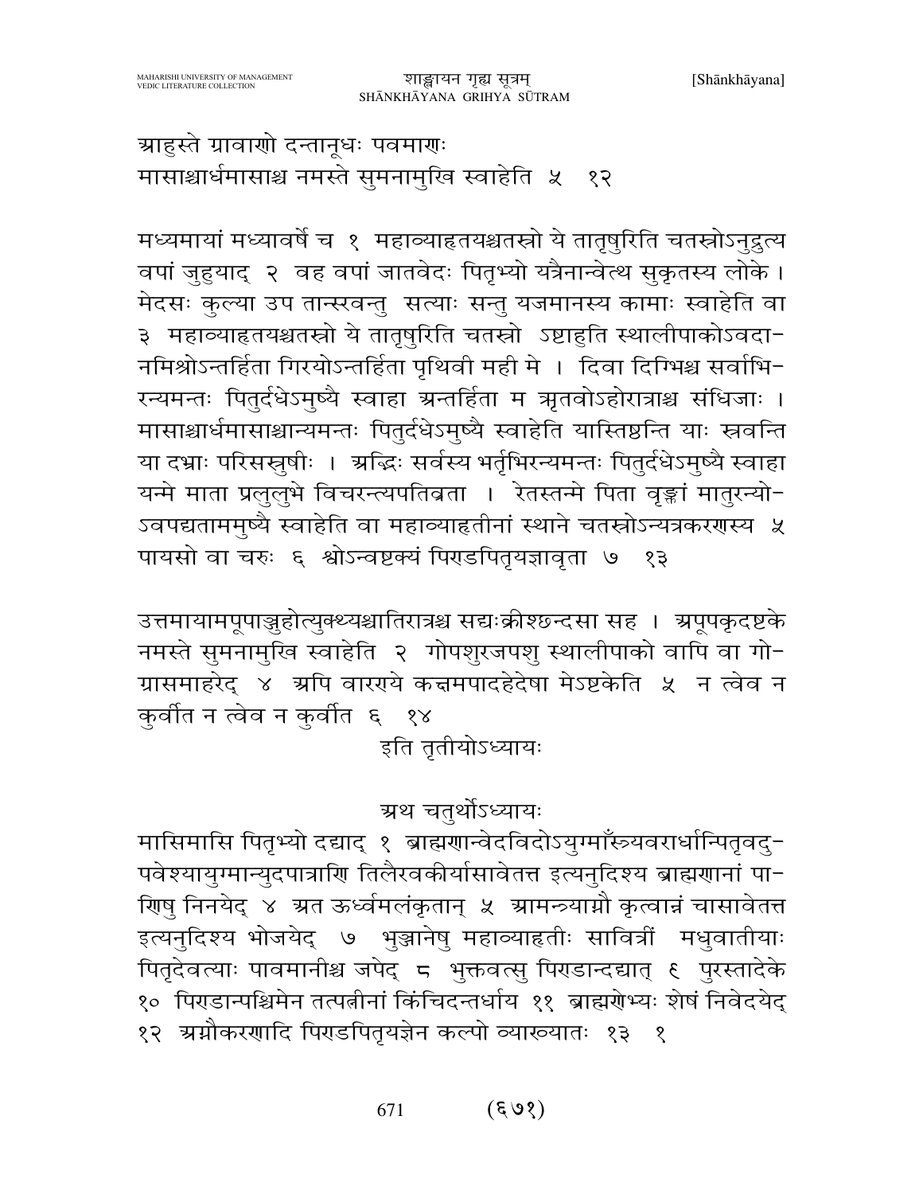आहुस्ते ग्रावाणो दन्तानूधः पवमाणः
मासाश्चार्धमासाश्च नमस्ते सुमनामुखि स्वाहेति ५ १२

मध्यमायां मध्यावर्षे च १ महाव्याहृतयश्चतस्रो ये तातृषुरिति चतस्रोऽनुद्रुत्य वपां जुहुयाद् २ वह वपां जातवेदः पितृभ्यो यत्रैनान्वेत्थ सुकृतस्य लोके । मेदसः कुल्या उप तान्स्रवन्तु सत्याः सन्तु यजमानस्य कामाः स्वाहेति वा ३ महाव्याहृतयश्चतस्रो ये तातृषुरिति चतस्रो ऽष्टाहुति स्थालीपाकोऽवदा-नमिश्रोऽन्तर्हिता गिरयोऽन्तर्हिता पृथिवी मही मे । दिवा दिग्भिश्च सर्वाभि-रन्यमन्तः पितुर्दधेऽमुष्यै स्वाहा अन्तर्हिता म ऋतवोऽहोरात्राश्च संधिजाः । मासाश्चार्धमासाश्चान्यमन्तः पितुर्दधेऽमुष्यै स्वाहेति यास्तिष्ठन्ति याः स्रवन्ति या दभ्राः परिसस्रुषीः । अद्भिः सर्वस्य भर्तृभिरन्यमन्तः पितुर्दधेऽमुष्यै स्वाहा यन्मे माता प्रलुलुभे विचरन्त्यपतिव्रता । रेतस्तन्मे पिता वृङ्क्तां मातुरन्यो-ऽवपद्यताममुष्यै स्वाहेति वा महाव्याहृतीनां स्थाने चतस्रोऽन्यत्रकरणस्य ५ पायसो वा चरुः ६ श्वोऽन्वष्टक्यं पिण्डपितृयज्ञावृता ७ १३

उत्तमायामपूपाञ्जुहोत्युक्थ्यश्चातिरात्रश्च सद्यःक्रीश्छन्दसा सह । अपूपकृदष्टके नमस्ते सुमनामुखि स्वाहेति २ गोपशुरजपशु स्थालीपाको वापि वा गो-ग्रासमाहरेद् ४ अपि वारण्ये कक्षमपादहेदेषा मेऽष्टकेति ५ न त्वेव न कुर्वीत न त्वेव न कुर्वीत ६ १४

इति तृतीयोऽध्यायः

## अथ चतुर्थोऽध्यायः

मासिमासि पितृभ्यो दद्याद् १ ब्राह्मणान्वेदविदोऽयुग्माँस्त्र्यवरार्धान्पितृवदु-पवेश्यायुग्मान्युदपात्राणि तिलैरवकीर्यासावेतत्त इत्यनुदिश्य ब्राह्मणानां पा-णिषु निनयेद् ४ अत ऊर्ध्वमलंकृतान् ५ आमन्त्र्याग्नौ कृत्वान्नं चासावेतत्त इत्यनुदिश्य भोजयेद् ७ भुञ्जानेषु महाव्याहृतीः सावित्रीं मधुवातीयाः पितृदेवत्याः पावमानीश्च जपेद् ८ भुक्तवत्सु पिण्डान्दद्यात् ९ पुरस्तादेके १० पिण्डान्पश्चिमेन तत्पत्नीनां किंचिदन्तर्धाय ११ ब्राह्मणेभ्यः शेषं निवेदयेद् १२ अग्नौकरणादि पिण्डपितृयज्ञेन कल्पो व्याख्यातः १३ १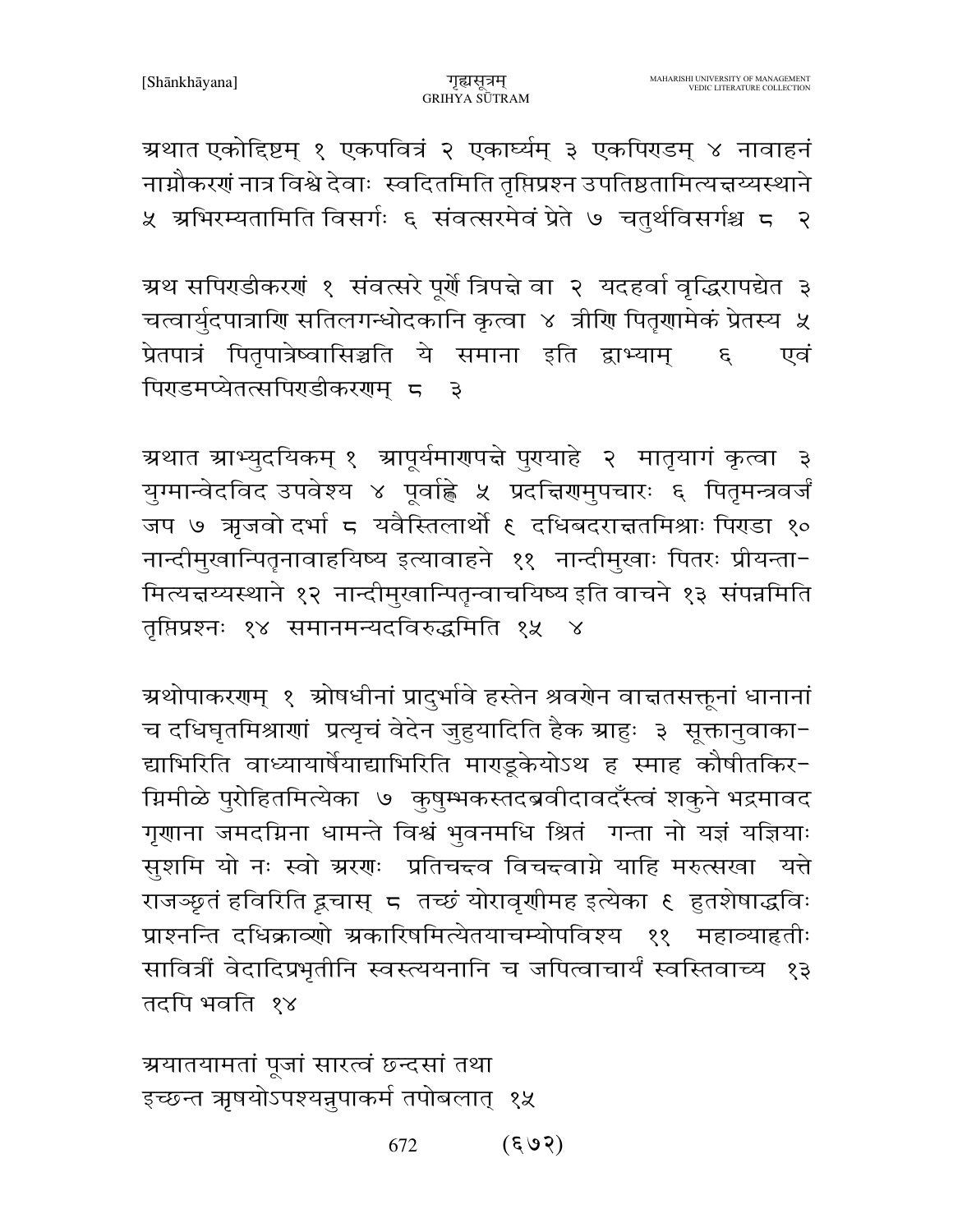अथात एकोद्दिष्टम् १ एकपवित्रं २ एकार्घ्यम् ३ एकपिण्डम् ४ नावाहनं नाग्नौकरणं नात्र विश्वे देवाः स्वदितमिति तृप्तिप्रश्न उपतिष्ठतामित्यक्षय्यस्थाने ५ अभिरम्यतामिति विसर्गः ६ संवत्सरमेवं प्रेते ७ चतुर्थविसर्गश्च ८ २

अथ सपिण्डीकरणं १ संवत्सरे पूर्णे त्रिपक्षे वा २ यदहर्वा वृद्धिरापद्येत ३ चत्वार्युदपात्राणि सतिलगन्धोदकानि कृत्वा ४ त्रीणि पितॄणामेकं प्रेतस्य ५ प्रेतपात्रं पितृपात्रेष्वासिञ्चति ये समाना इति द्वाभ्याम् ६ एवं पिण्डमप्येतत्सपिण्डीकरणम् ८ ३

अथात आभ्युदयिकम् १ आपूर्यमाणपक्षे पुण्याहे २ मातृयागं कृत्वा ३ युग्मान्वेदविद उपवेश्य ४ पूर्वाह्णे ५ प्रदक्षिणमुपचारः ६ पितृमन्त्रवर्जं जप ७ ऋजवो दर्भा ८ यवैस्तिलार्थो ९ दधिबदराक्षतमिश्राः पिण्डा १० नान्दीमुखान्पितॄनावाहयिष्य इत्यावाहने ११ नान्दीमुखाः पितरः प्रीयन्तामित्यक्षय्यस्थाने १२ नान्दीमुखान्पितॄन्वाचयिष्य इति वाचने १३ संपन्नमिति तृप्तिप्रश्नः १४ समानमन्यदविरुद्धमिति १५ ४

अथोपाकरणम् १ ओषधीनां प्रादुर्भावे हस्तेन श्रवणेन वाक्षतसक्तूनां धानानां च दधिघृतमिश्राणां प्रत्यृचं वेदेन जुहुयादिति हैक आहुः ३ सूक्तानुवाकाद्याभिरिति वाध्यायार्षेयाद्याभिरिति माण्डूकेयोऽथ ह स्माह कौषीतकिरग्निमीळे पुरोहितमित्येका ७ कुषुम्भकस्तदब्रवीदावदँस्त्वं शकुने भद्रमावद गृणाना जमदग्निना धामन्ते विश्वं भुवनमधि श्रितं गन्ता नो यज्ञं यज्ञियाः सुशमि यो नः स्वो अरणः प्रतिचक्ष्व विचक्ष्वाग्ने याहि मरुत्सखा यत्ते राजञ्छृतं हविरिति द्वृचास् ८ तच्छं योरावृणीमह इत्येका ९ हुतशेषाद्धविः प्राश्नन्ति दधिक्राव्णो अकारिषमित्येतयाचम्योपविश्य ११ महाव्याहृतीः सावित्रीं वेदादिप्रभृतीनि स्वस्त्ययनानि च जपित्वाचार्यं स्वस्तिवाच्य १३ तदपि भवति १४

अयातयामतां पूजां सारत्वं छन्दसां तथा
इच्छन्त ऋषयोऽपश्यन्नुपाकर्म तपोबलात् १५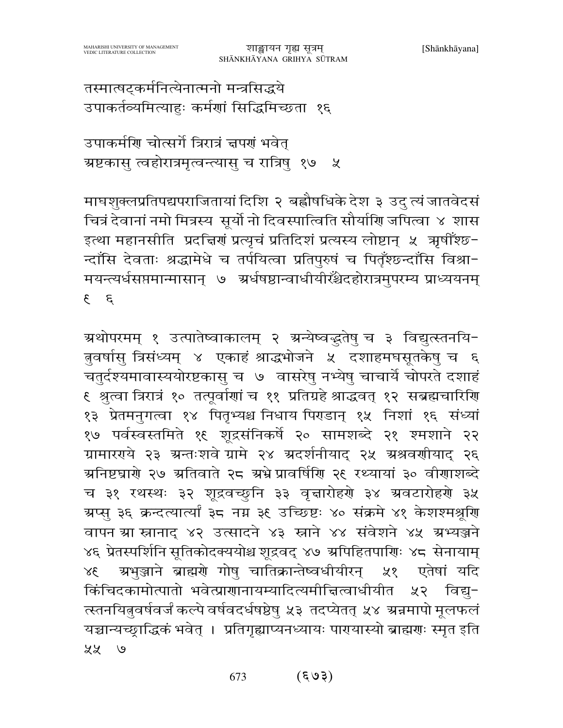तस्मात्षट्कर्मनित्येनात्मनो मन्त्रसिद्धये
उपाकर्तव्यमित्याहुः कर्मणां सिद्धिमिच्छता १६

उपाकर्मणि चोत्सर्गे त्रिरात्रं क्षपणं भवेत्
अष्टकासु त्वहोरात्रमृत्वन्त्यासु च रात्रिषु १७ ५

माघशुक्लप्रतिपद्यपराजितायां दिशि २ बह्वौषधिके देश ३ उदु त्यं जातवेदसं चित्रं देवानां नमो मित्रस्य सूर्यो नो दिवस्पात्विति सौर्याणि जपित्वा ४ शास इत्था महानसीति प्रदक्षिणं प्रत्यृचं प्रतिदिशं प्रत्यस्य लोष्टान् ५ ऋषीँश्छन्दाँसि देवताः श्रद्धामेधे च तर्पयित्वा प्रतिपुरुषं च पितृँश्छन्दाँसि विश्रामयन्त्यर्धसप्तमान्मासान् ७ अर्धषष्ठान्वाधीयीरँश्चेदहोरात्रमुपरम्य प्राध्ययनम् ९ ६

अथोपरमम् १ उत्पातेष्वाकालम् २ अन्येष्वद्भुतेषु च ३ विद्युत्स्तनयित्नुवर्षासु त्रिसंध्यम् ४ एकाहं श्राद्धभोजने ५ दशाहमघसूतकेषु च ६ चतुर्दश्यमावास्ययोरष्टकासु च ७ वासरेषु नभ्येषु चाचार्ये चोपरते दशाहं ९ श्रुत्वा त्रिरात्रं १० तत्पूर्वाणां च ११ प्रतिग्रहे श्राद्धवत् १२ सब्रह्मचारिणि १३ प्रेतमनुगत्वा १४ पितृभ्यश्च निधाय पिण्डान् १५ निशां १६ संध्यां १७ पर्वस्वस्तमिते १९ शूद्रसंनिकर्षे २० सामशब्दे २१ श्मशाने २२ ग्रामारण्ये २३ अन्तःशवे ग्रामे २४ अदर्शनीयाद् २५ अश्रवणीयाद् २६ अनिष्टघ्राणे २७ अतिवाते २८ अभ्रे प्रावर्षिणि २९ रथ्यायां ३० वीणाशब्दे च ३१ रथस्थः ३२ शूद्रवच्छुनि ३३ वृक्षारोहणे ३४ अवटारोहणे ३५ अप्सु ३६ क्रन्दत्यार्त्यां ३८ नग्न ३९ उच्छिष्टः ४० संक्रमे ४१ केशश्मश्रूणि वापन आ स्नानाद् ४२ उत्सादने ४३ स्नाने ४४ संवेशने ४५ अभ्यञ्जने ४६ प्रेतस्पर्शिनि सूतिकोदक्ययोश्च शूद्रवद् ४७ अपिहितपाणिः ४८ सेनायाम् ४९ अभुञ्जाने ब्राह्मणे गोषु चातिक्रान्तेष्वधीयीरन् ५१ एतेषां यदि किंचिदकामोत्पातो भवेत्प्राणानायम्यादित्यमीक्षित्वाधीयीत ५२ विद्युत्स्तनयित्नुवर्षवर्जं कल्पे वर्षवदर्धषष्ठेषु ५३ तदप्येतत् ५४ अन्नमापो मूलफलं यच्चान्यच्छ्राद्धिकं भवेत् । प्रतिगृह्याप्यनध्यायः पाण्यास्यो ब्राह्मणः स्मृत इति ५५ ७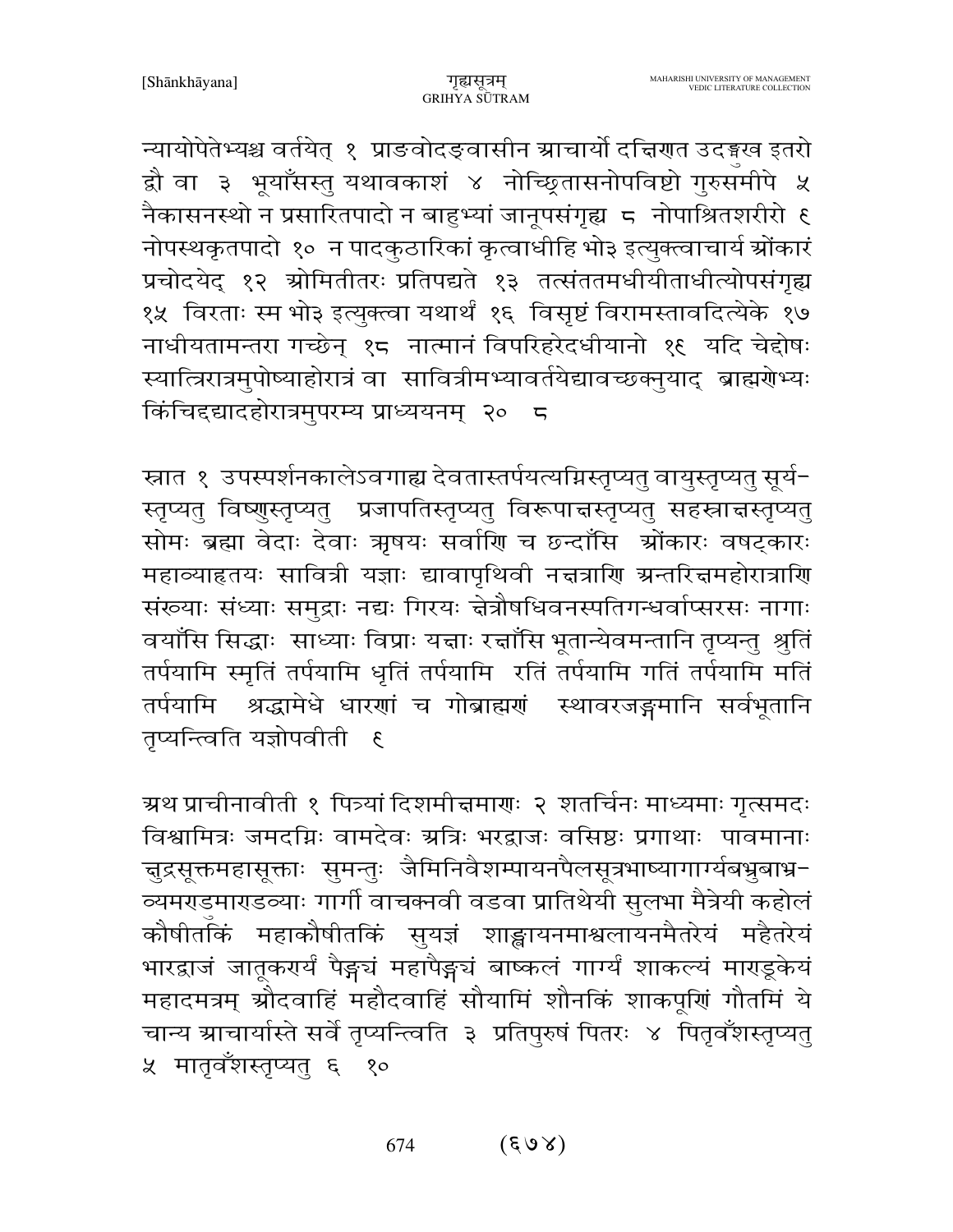न्यायोपेतेभ्यश्च वर्तयेत् १ प्राङ्वोदङ्वासीन आचार्यो दक्षिणत उदङ्मुख इतरो द्वौ वा ३ भूयाँसस्तु यथावकाशं ४ नोच्छ्रितासनोपविष्टो गुरुसमीपे ५ नैकासनस्थो न प्रसारितपादो न बाहुभ्यां जानूपसंगृह्य ८ नोपाश्रितशरीरो ९ नोपस्थकृतपादो १० न पादकुठारिकां कृत्वाधीहि भो३ इत्युक्त्वाचार्य ओंकारं प्रचोदयेद् १२ ओमितीतरः प्रतिपद्यते १३ तत्संततमधीयीताधीत्योपसंगृह्य १५ विरताः स्म भो३ इत्युक्त्वा यथार्थं १६ विसृष्टं विरामस्तावदित्येके १७ नाधीयतामन्तरा गच्छेन् १८ नात्मानं विपरिहरेदधीयानो १९ यदि चेद्दोषः स्यात्त्रिरात्रमुपोष्याहोरात्रं वा सावित्रीमभ्यावर्तयेद्यावच्छक्नुयाद् ब्राह्मणेभ्यः किंचिद्दद्यादहोरात्रमुपरम्य प्राध्ययनम् २० ८

स्नात १ उपस्पर्शनकालेऽवगाह्य देवतास्तर्पयत्यग्निस्तृप्यतु वायुस्तृप्यतु सूर्यस्तृप्यतु विष्णुस्तृप्यतु प्रजापतिस्तृप्यतु विरूपाक्षस्तृप्यतु सहस्राक्षस्तृप्यतु सोमः ब्रह्मा वेदाः देवाः ऋषयः सर्वाणि च छन्दाँसि ओंकारः वषट्कारः महाव्याहृतयः सावित्री यज्ञाः द्यावापृथिवी नक्षत्राणि अन्तरिक्षमहोरात्राणि संख्याः संध्याः समुद्राः नद्यः गिरयः क्षेत्रौषधिवनस्पतिगन्धर्वाप्सरसः नागाः वयाँसि सिद्धाः साध्याः विप्राः यक्षाः रक्षाँसि भूतान्येवमन्तानि तृप्यन्तु श्रुतिं तर्पयामि स्मृतिं तर्पयामि धृतिं तर्पयामि रतिं तर्पयामि गतिं तर्पयामि मतिं तर्पयामि श्रद्धामेधे धारणां च गोब्राह्मणं स्थावरजङ्गमानि सर्वभूतानि तृप्यन्त्विति यज्ञोपवीती ९

अथ प्राचीनावीती १ पित्र्यां दिशमीक्षमाणः २ शतर्चिनः माध्यमाः गृत्समदः विश्वामित्रः जमदग्निः वामदेवः अत्रिः भरद्वाजः वसिष्ठः प्रगाथाः पावमानाः क्षुद्रसूक्तमहासूक्ताः सुमन्तुः जैमिनिवैशम्पायनपैलसूत्रभाष्यागार्ग्यबभ्रुबाभ्रव्यमण्डमाण्डव्याः गार्गी वाचक्नवी वडवा प्रातिथेयी सुलभा मैत्रेयी कहोलं कौषीतकिं महाकौषीतकिं सुयज्ञं शाङ्खायनमाश्वलायनमैतरेयं महैतरेयं भारद्वाजं जातूकर्ण्यं पैङ्ग्यं महापैङ्ग्यं बाष्कलं गार्ग्यं शाकल्यं माण्डूकेयं महादमत्रम् औदवाहिं महौदवाहिं सौयामिं शौनकिं शाकपूणिं गौतमिं ये चान्य आचार्यास्ते सर्वे तृप्यन्त्विति ३ प्रतिपुरुषं पितरः ४ पितृवँशस्तृप्यतु ५ मातृवँशस्तृप्यतु ६ १०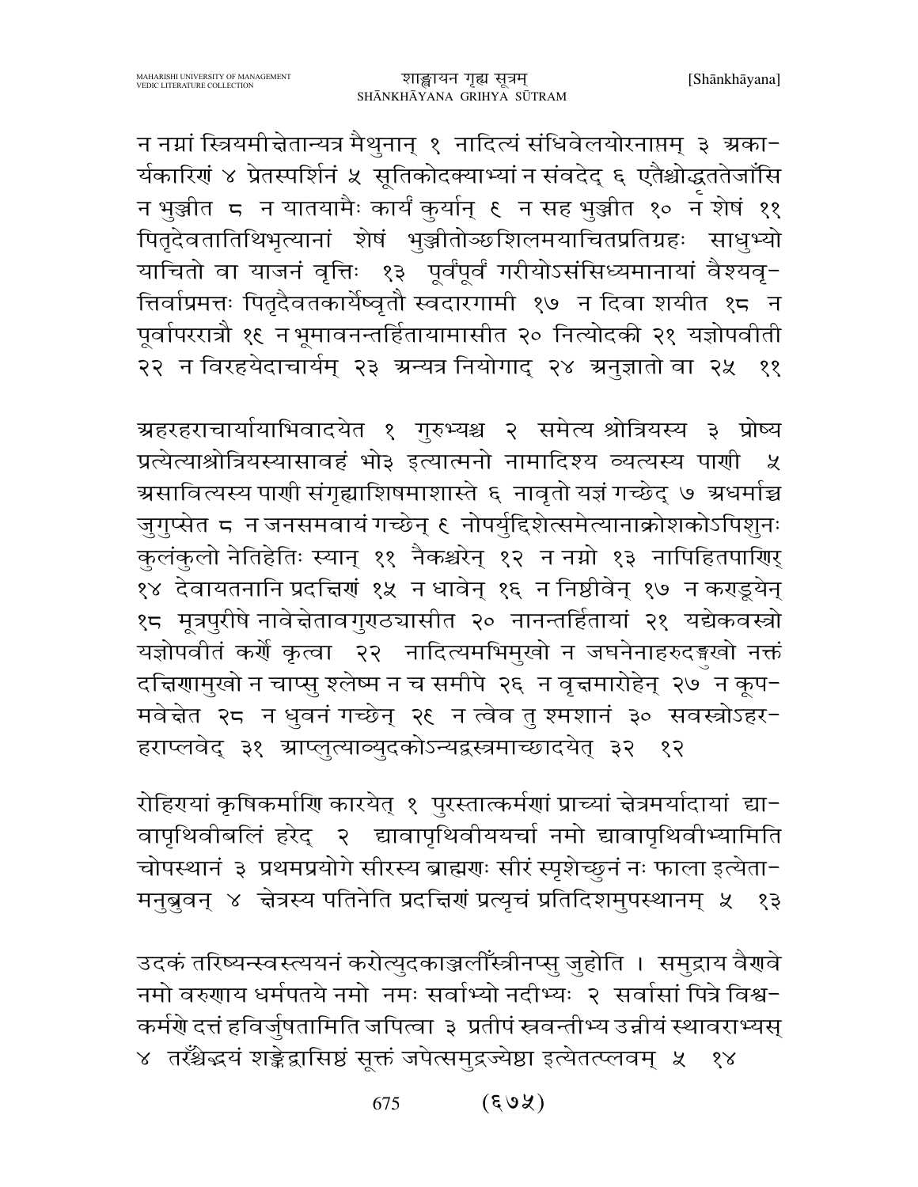न नग्नां स्त्रियमीक्षेतान्यत्र मैथुनान् १ नादित्यं संधिवेलयोरनाप्तम् ३ अका-र्यकारिणं ४ प्रेतस्पर्शिनं ५ सूतिकोदक्याभ्यां न संवदेद् ६ एतैश्चोद्धृततेजाँसि न भुञ्जीत ८ न यातयामैः कार्यं कुर्यान् ९ न सह भुञ्जीत १० न शेषं ११ पितृदेवतातिथिभृत्यानां शेषं भुञ्जीतोञ्छशिलमयाचितप्रतिग्रहः साधुभ्यो याचितो वा याजनं वृत्तिः १३ पूर्वंपूर्वं गरीयोऽसंसिध्यमानायां वैश्यवृ-त्तिर्वाप्रमत्तः पितृदैवतकार्येष्वृतौ स्वदारगामी १७ न दिवा शयीत १८ न पूर्वापररात्रौ १९ न भूमावनन्तर्हितायामासीत २० नित्योदकी २१ यज्ञोपवीती २२ न विरहयेदाचार्यम् २३ अन्यत्र नियोगाद् २४ अनुज्ञातो वा २५ ११

अहरहराचार्यायाभिवादयेत १ गुरुभ्यश्च २ समेत्य श्रोत्रियस्य ३ प्रोष्य प्रत्येत्याश्रोत्रियस्यासावहं भो३ इत्यात्मनो नामादिश्य व्यत्यस्य पाणी ५ असावित्यस्य पाणी संगृह्याशिषमाशास्ते ६ नावृतो यज्ञं गच्छेद् ७ अधर्माच्च जुगुप्सेत ८ न जनसमवायं गच्छेन् ९ नोपर्युद्दिशेत्समेत्यानाक्रोशकोऽपिशुनः कुलंकुलो नेतिहेतिः स्यान् ११ नैकश्चरेन् १२ न नग्नो १३ नापिहितपाणिर् १४ देवायतनानि प्रदक्षिणं १५ न धावेन् १६ न निष्ठीवेन् १७ न कण्डूयेन् १८ मूत्रपुरीषे नावेक्षेतावगुण्ठ्यासीत २० नानन्तर्हितायां २१ यद्येकवस्त्रो यज्ञोपवीतं कर्णे कृत्वा २२ नादित्यमभिमुखो न जघनेनाहरुदङ्मुखो नक्तं दक्षिणामुखो न चाप्सु श्लेष्म न च समीपे २६ न वृक्षमारोहेन् २७ न कूप-मवेक्षेत २८ न धुवनं गच्छेन् २९ न त्वेव तु श्मशानं ३० सवस्त्रोऽहर-हराप्लवेद् ३१ आप्लुत्याव्युदकोऽन्यद्वस्त्रमाच्छादयेत् ३२ १२

रोहिण्यां कृषिकर्माणि कारयेत् १ पुरस्तात्कर्मणां प्राच्यां क्षेत्रमर्यादायां द्या-वापृथिवीबलिं हरेद् २ द्यावापृथिवीययर्चा नमो द्यावापृथिवीभ्यामिति चोपस्थानं ३ प्रथमप्रयोगे सीरस्य ब्राह्मणः सीरं स्पृशेच्छुनं नः फाला इत्येता-मनुब्रुवन् ४ क्षेत्रस्य पतिनेति प्रदक्षिणं प्रत्यृचं प्रतिदिशमुपस्थानम् ५ १३

उदकं तरिष्यन्स्वस्त्ययनं करोत्युदकाञ्जलीँस्त्रीनप्सु जुहोति । समुद्राय वैणवे नमो वरुणाय धर्मपतये नमो नमः सर्वाभ्यो नदीभ्यः २ सर्वासां पित्रे विश्व-कर्मणे दत्तं हविर्जुषतामिति जपित्वा ३ प्रतीपं स्रवन्तीभ्य उन्नीयं स्थावराभ्यस् ४ तरँश्चेद्धयं शङ्केद्वासिष्ठं सूक्तं जपेत्समुद्रज्येष्ठा इत्येतत्प्लवम् ५ १४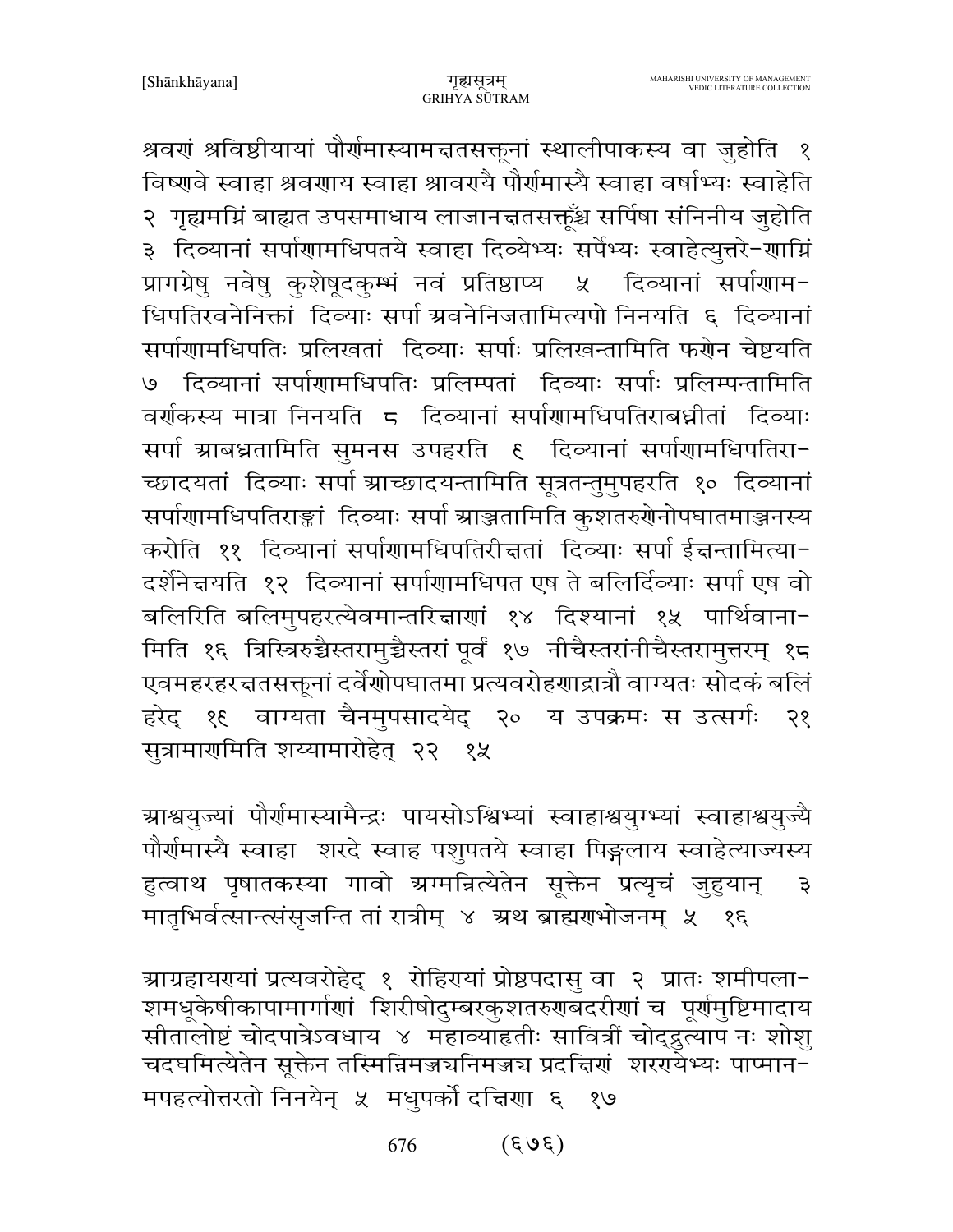श्रवणं श्रविष्ठीयायां पौर्णमास्यामक्षतसक्तूनां स्थालीपाकस्य वा जुहोति १ विष्णवे स्वाहा श्रवणाय स्वाहा श्रावण्यै पौर्णमास्यै स्वाहा वर्षाभ्यः स्वाहेति २ गृह्यमग्निं बाह्यत उपसमाधाय लाजानक्षतसक्तूँश्च सर्पिषा संनिनीय जुहोति ३ दिव्यानां सर्पाणामधिपतये स्वाहा दिव्येभ्यः सर्पेभ्यः स्वाहेत्युत्तरे-णाग्निं प्रागग्रेषु नवेषु कुशेषूदकुम्भं नवं प्रतिष्ठाप्य ५ दिव्यानां सर्पाणाम-धिपतिरवनेनिक्तां दिव्याः सर्पा अवनेनिजतामित्यपो निनयति ६ दिव्यानां सर्पाणामधिपतिः प्रलिखतां दिव्याः सर्पाः प्रलिखन्तामिति फणेन चेष्टयति ७ दिव्यानां सर्पाणामधिपतिः प्रलिम्पतां दिव्याः सर्पाः प्रलिम्पन्तामिति वर्णकस्य मात्रा निनयति ८ दिव्यानां सर्पाणामधिपतिराबध्नीतां दिव्याः सर्पा आबध्नतामिति सुमनस उपहरति ९ दिव्यानां सर्पाणामधिपतिरा-च्छादयतां दिव्याः सर्पा आच्छादयन्तामिति सूत्रतन्तुमुपहरति १० दिव्यानां सर्पाणामधिपतिराङ्क्तां दिव्याः सर्पा आञ्जतामिति कुशतरुणेनोपघातमाञ्जनस्य करोति ११ दिव्यानां सर्पाणामधिपतिरीक्षतां दिव्याः सर्पा ईक्षन्तामित्या-दर्शेनेक्षयति १२ दिव्यानां सर्पाणामधिपत एष ते बलिर्दिव्याः सर्पा एष वो बलिरिति बलिमुपहरत्येवमान्तरिक्षाणां १४ दिश्यानां १५ पार्थिवाना-मिति १६ त्रिस्त्रिरुच्चैस्तरामुच्चैस्तरां पूर्वं १७ नीचैस्तरांनीचैस्तरामुत्तरम् १८ एवमहरहरक्षतसक्तूनां दर्वेणोपघातमा प्रत्यवरोहणाद्रात्रौ वाग्यतः सोदकं बलिं हरेद् १९ वाग्यता चैनमुपसादयेद् २० य उपक्रमः स उत्सर्गः २१ सुत्रामाणमिति शय्यामारोहेत् २२ १५

आश्वयुज्यां पौर्णमास्यामैन्द्रः पायसोऽश्विभ्यां स्वाहाश्वयुग्भ्यां स्वाहाश्वयुज्यै पौर्णमास्यै स्वाहा शरदे स्वाह पशुपतये स्वाहा पिङ्गलाय स्वाहेत्याज्यस्य हुत्वाथ पृषातकस्या गावो अग्मन्नित्येतेन सूक्तेन प्रत्यृचं जुहुयान् ३ मातृभिर्वत्सान्त्संसृजन्ति तां रात्रीम् ४ अथ ब्राह्मणभोजनम् ५ १६

आग्रहायण्यां प्रत्यवरोहेद् १ रोहिण्यां प्रोष्ठपदासु वा २ प्रातः शमीपला-शमधूकेषीकापामार्गाणां शिरीषोदुम्बरकुशतरुणबदरीणां च पूर्णमुष्टिमादाय सीतालोष्टं चोदपात्रेऽवधाय ४ महाव्याहृतीः सावित्रीं चोद्धृत्याप नः शोशु चदघमित्येतेन सूक्तेन तस्मिन्निमञ्चयनिमञ्चय प्रदक्षिणं शरणेभ्यः पाप्मान-मपहत्योत्तरतो निनयेन् ५ मधुपर्को दक्षिणा ६ १७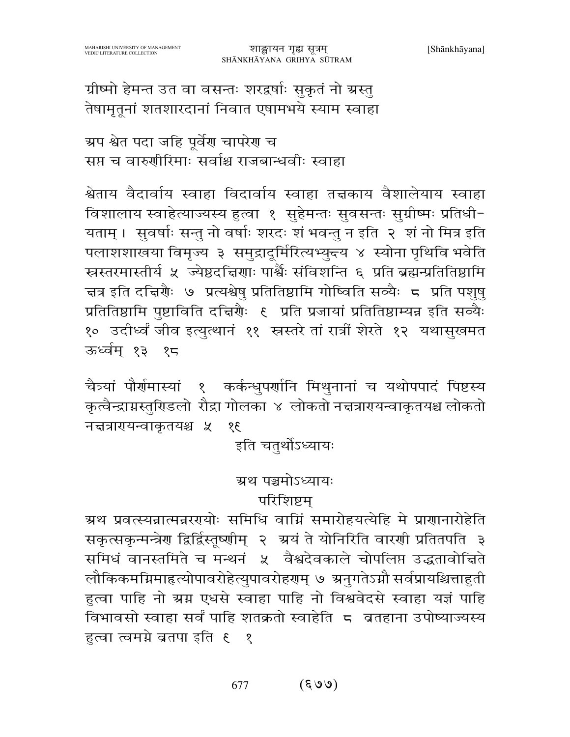ग्रीष्मो हेमन्त उत वा वसन्तः शरद्वर्षाः सुकृतं नो ग्रस्तु
तेषामृतूनां शतशारदानां निवात एषामभये स्याम स्वाहा

ग्रप श्वेत पदा जहि पूर्वेण चापरेण च
सप्त च वारुणीरिमाः सर्वाश्च राजबान्धवीः स्वाहा

श्वेताय वैदार्वाय स्वाहा विदार्वाय स्वाहा तत्तकाय वैशालेयाय स्वाहा विशालाय स्वाहेत्याज्यस्य हुत्वा १ सुहेमन्तः सुवसन्तः सुग्रीष्मः प्रतिधी-यताम् । सुवर्षाः सन्तु नो वर्षाः शरदः शं भवन्तु न इति २ शं नो मित्र इति पलाशशाखया विमृज्य ३ समुद्रादूर्मिरित्यभ्युन्त्य ४ स्योना पृथिवि भवेति स्रस्तरमास्तीर्य ५ ज्येष्ठदत्तिणाः पार्श्वैः संविशन्ति ६ प्रति ब्रह्मन्प्रतितिष्ठामि त्तत्र इति दत्तिणैः ७ प्रत्यश्वेषु प्रतितिष्ठामि गोष्विति सव्यैः ८ प्रति पशुषु प्रतितिष्ठामि पुष्टाविति दत्तिणैः ९ प्रति प्रजायां प्रतितिष्ठाम्यन्न इति सव्यैः १० उदीर्ध्व जीव इत्युत्थानं ११ स्रस्तरे तां रात्रीं शेरते १२ यथासुखमत ऊर्ध्वम् १३ १८

चैत्र्यां पौर्णमास्यां १ कर्कन्धुपर्णानि मिथुनानां च यथोपपादं पिष्टस्य कृत्वैन्द्राग्नस्तुण्डिलो रौद्रा गोलका ४ लोकतो नत्तत्राण्यन्वाकृतयश्च लोकतो नत्तत्राण्यन्वाकृतयश्च ५ १९

इति चतुर्थोऽध्यायः

## ग्रथ पञ्चमोऽध्यायः

### परिशिष्टम्

ग्रथ प्रवत्स्यन्नात्मन्नरण्योः समिधि वाग्निं समारोहयत्येहि मे प्राणानारोहेति सकृत्सकृन्मन्त्रेण द्विर्द्विस्तूष्णीम् २ ग्रयं ते योनिरिति वारणी प्रतितपति ३ समिधं वानस्तमिते च मन्थनं ५ वैश्वदेवकाले चोपलिप्त उद्धतावोत्तिते लौकिकमग्निमाहृत्योपावरोहेत्युपावरोहणम् ७ ग्रनुगतेऽग्नौ सर्वप्रायश्चित्ताहुती हुत्वा पाहि नो ग्रग्न एधसे स्वाहा पाहि नो विश्ववेदसे स्वाहा यज्ञं पाहि विभावसो स्वाहा सर्वं पाहि शतक्रतो स्वाहेति ८ व्रतहाना उपोष्याज्यस्य हुत्वा त्वमग्ने व्रतपा इति ९ १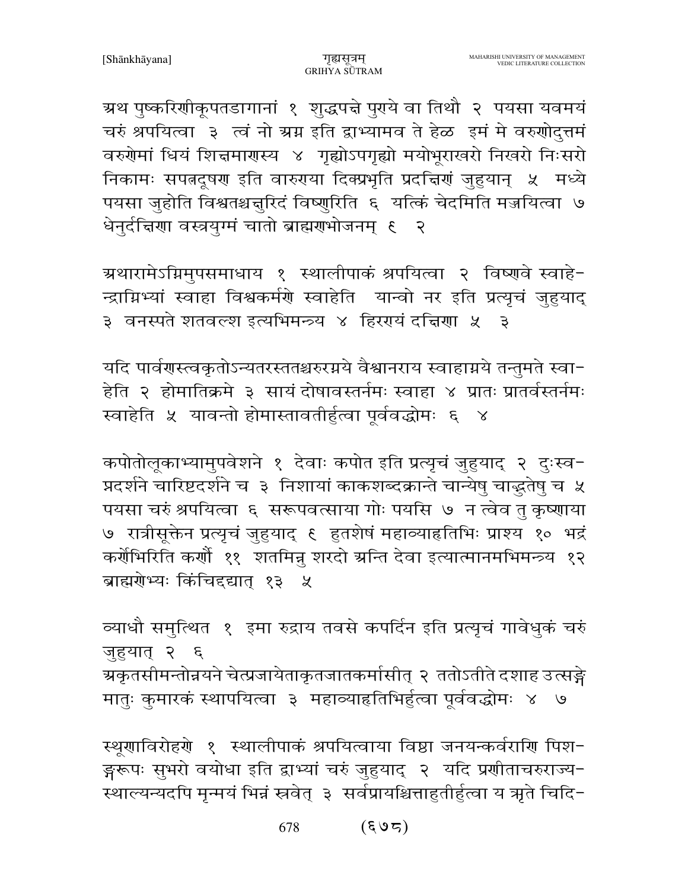अथ पुष्करिणीकूपतडागानां १ शुद्धपक्षे पुण्ये वा तिथौ २ पयसा यवमयं चरुं श्रपयित्वा ३ त्वं नो अग्न इति द्वाभ्यामव ते हेळ इमं मे वरुणोदुत्तमं वरुणेमां धियं शिक्षमाणस्य ४ गृह्योऽपगृह्यो मयोभूराखरो निखरो निःसरो निकामः सपत्नदूषण इति वारुण्या दिक्प्रभृति प्रदक्षिणं जुहुयान् ५ मध्ये पयसा जुहोति विश्वतश्चक्षुरिदं विष्णुरिति ६ यत्किं चेदमिति मज्जयित्वा ७ धेनुर्दक्षिणा वस्त्रयुग्मं चातो ब्राह्मणभोजनम् ८ २

अथारामेऽग्निमुपसमाधाय १ स्थालीपाकं श्रपयित्वा २ विष्णवे स्वाहे-न्द्राग्निभ्यां स्वाहा विश्वकर्मणे स्वाहेति यान्वो नर इति प्रत्यृचं जुहुयाद् ३ वनस्पते शतवल्श इत्यभिमन्त्र्य ४ हिरण्यं दक्षिणा ५ ३

यदि पार्वणस्त्वकृतोऽन्यतरस्ततश्चरुरग्नये वैश्वानराय स्वाहाग्नये तन्तुमते स्वा-हेति २ होमातिक्रमे ३ सायं दोषावस्तर्नमः स्वाहा ४ प्रातः प्रातर्वस्तर्नमः स्वाहेति ५ यावन्तो होमास्तावतीर्हुत्वा पूर्ववद्धोमः ६ ४

कपोतोलूकाभ्यामुपवेशने १ देवाः कपोत इति प्रत्यृचं जुहुयाद् २ दुःस्व-प्नदर्शने चारिष्टदर्शने च ३ निशायां काकशब्दक्रान्ते चान्येषु चाद्भुतेषु च ५ पयसा चरुं श्रपयित्वा ६ सरूपवत्साया गोः पयसि ७ न त्वेव तु कृष्णाया ७ रात्रीसूक्तेन प्रत्यृचं जुहुयाद् ९ हुतशेषं महाव्याहृतिभिः प्राश्य १० भद्रं कर्णेभिरिति कर्णौ ११ शतमिन्नु शरदो अन्ति देवा इत्यात्मानमभिमन्त्र्य १२ ब्राह्मणेभ्यः किंचिद्दद्यात् १३ ५

व्याधौ समुत्थित १ इमा रुद्राय तवसे कपर्दिन इति प्रत्यृचं गावेधुकं चरुं जुहुयात् २ ६

अकृतसीमन्तोन्नयने चेत्प्रजायेताकृतजातकर्मासीत् २ ततोऽतीते दशाह उत्सङ्गे मातुः कुमारकं स्थापयित्वा ३ महाव्याहृतिभिर्हुत्वा पूर्ववद्धोमः ४ ७

स्थूणाविरोहणे १ स्थालीपाकं श्रपयित्वाया विष्टा जनयन्कर्वराणि पिश-ङ्गरूपः सुभरो वयोधा इति द्वाभ्यां चरुं जुहुयाद् २ यदि प्रणीताचरुराज्य-स्थाल्यन्यदपि मृन्मयं भिन्नं स्रवेत् ३ सर्वप्रायश्चित्ताहुतीर्हुत्वा य ऋते चिदि-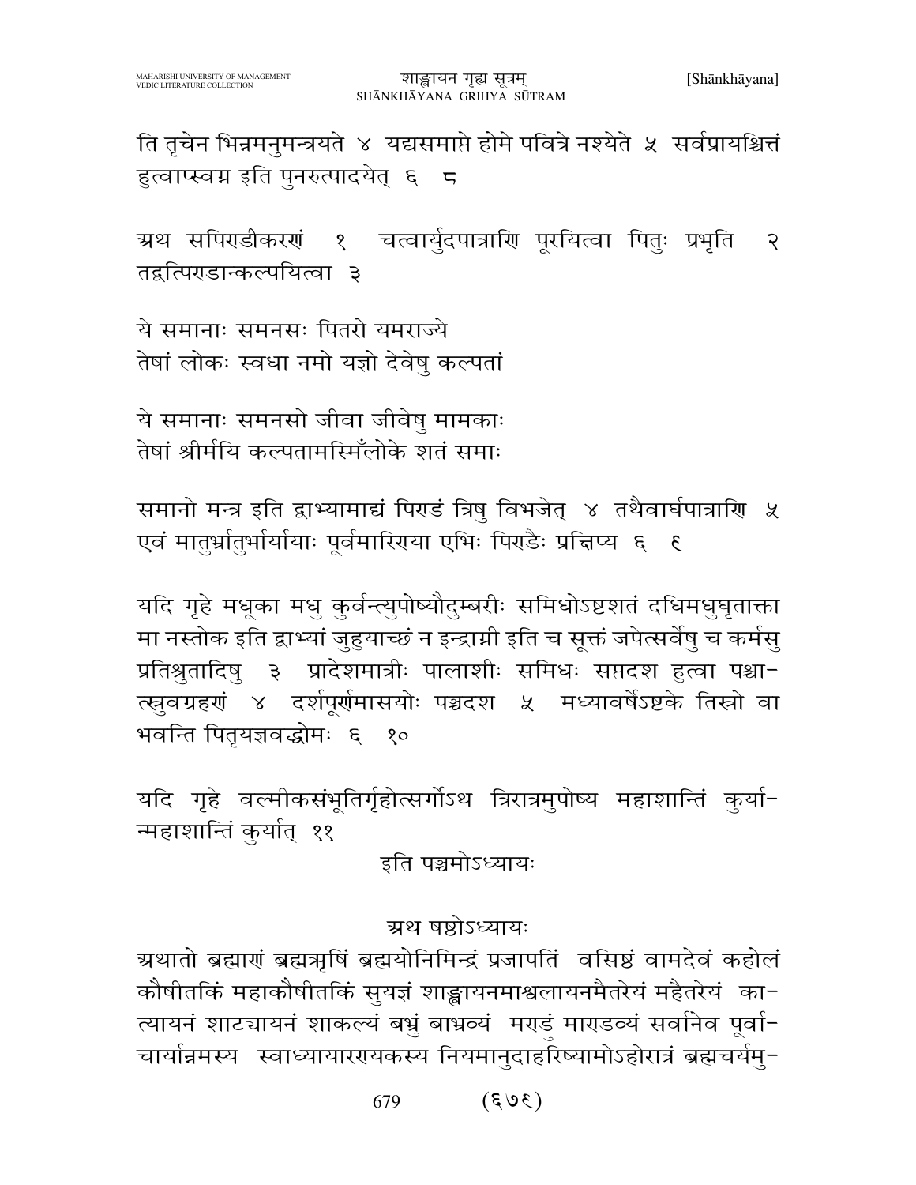ति तृचेन भिन्नमनुमन्त्रयते ४ यद्यसमाप्ते होमे पवित्रे नश्येते ५ सर्वप्रायश्चित्तं हुत्वाप्स्वग्न इति पुनरुत्पादयेत् ६ ८

अथ सपिण्डीकरणं १ चत्वार्युदपात्राणि पूरयित्वा पितुः प्रभृति २ तद्वत्पिण्डान्कल्पयित्वा ३

ये समानाः समनसः पितरो यमराज्ये
तेषां लोकः स्वधा नमो यज्ञो देवेषु कल्पतां

ये समानाः समनसो जीवा जीवेषु मामकाः
तेषां श्रीर्मयि कल्पतामस्मिँल्लोके शतं समाः

समानो मन्त्र इति द्वाभ्यामाद्यं पिण्डं त्रिषु विभजेत् ४ तथैवार्घपात्राणि ५ एवं मातुर्भ्रातुर्भार्यायाः पूर्वमारिण्या एभिः पिण्डैः प्रक्षिप्य ६ ९

यदि गृहे मधूका मधु कुर्वन्त्युपोष्यौदुम्बरीः समिधोऽष्टशतं दधिमधुघृताक्ता मा नस्तोक इति द्वाभ्यां जुहुयाच्छं न इन्द्राग्नी इति च सूक्तं जपेत्सर्वेषु च कर्मसु प्रतिश्रुतादिषु ३ प्रादेशमात्रीः पालाशीः समिधः सप्तदश हुत्वा पश्चात्स्रुवग्रहणं ४ दर्शपूर्णमासयोः पञ्चदश ५ मध्यावर्षेऽष्टके तिस्रो वा भवन्ति पितृयज्ञवद्धोमः ६ १०

यदि गृहे वल्मीकसंभूतिर्गृहोत्सर्गोऽथ त्रिरात्रमुपोष्य महाशान्तिं कुर्यान्महाशान्तिं कुर्यात् ११

इति पञ्चमोऽध्यायः

अथ षष्ठोऽध्यायः

अथातो ब्रह्माणं ब्रह्मऋषिं ब्रह्मयोनिमिन्द्रं प्रजापतिं वसिष्ठं वामदेवं कहोलं कौषीतकिं महाकौषीतकिं सुयज्ञं शाङ्खायनमाश्वलायनमैतरेयं महैतरेयं कात्यायनं शाट्यायनं शाकल्यं बभ्रुं बाभ्रव्यं मण्डुं माण्डव्यं सर्वानेव पूर्वाचार्यान्नमस्य स्वाध्यायारण्यकस्य नियमानुदाहरिष्यामोऽहोरात्रं ब्रह्मचर्यमु-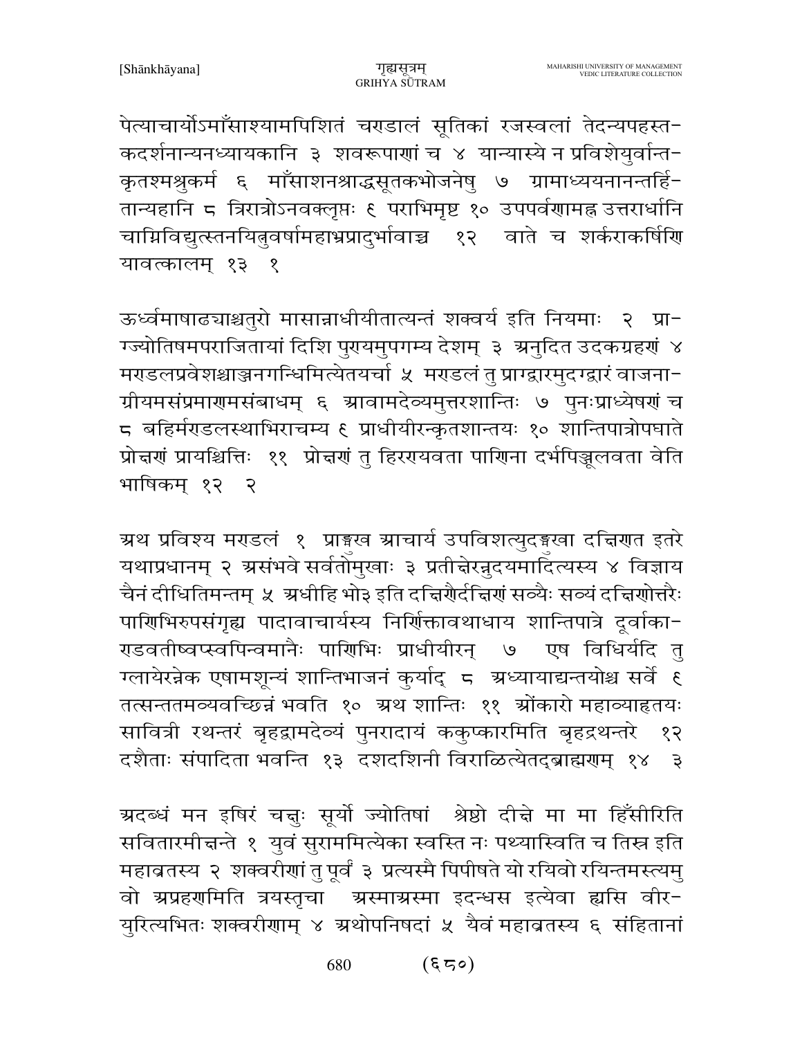पेत्याचार्योऽमाँसाश्यामपिशितं चण्डालं सूतिकां रजस्वलां तेदन्यपहस्त-कदर्शनान्यनध्यायकानि ३ शवरूपाणां च ४ यान्यास्ये न प्रविशेयुर्वान्त-कृतश्मश्रुकर्म ६ माँसाशनश्राद्धसूतकभोजनेषु ७ ग्रामाध्ययनानन्तर्हि-तान्यहानि ८ त्रिरात्रोऽनवक्लृप्तः ९ पराभिमृष्ट १० उपपर्वणामह्न उत्तरार्धानि चाग्निविद्युत्स्तनयित्नुवर्षामहाभ्रप्रादुर्भावाच्च १२ वाते च शर्कराकर्षिणि यावत्कालम् १३ १

ऊर्ध्वमाषाढ्याश्चतुरो मासान्नाधीयीतात्यन्तं शक्वर्य इति नियमाः २ प्रा-ग्ज्योतिषमपराजितायां दिशि पुण्यमुपगम्य देशम् ३ अनुदित उदकग्रहणं ४ मण्डलप्रवेशश्चाञ्जनगन्धिमित्येतयर्चा ५ मण्डलं तु प्राग्द्वारमुदग्द्वारं वाजना-ग्रीयमसंप्रमाणमसंबाधम् ६ आवामदेव्यमुत्तरशान्तिः ७ पुनःप्राध्येषणं च ८ बहिर्मण्डलस्थाभिराचम्य ९ प्राधीयीरन्कृतशान्तयः १० शान्तिपात्रोपघाते प्रोक्षणं प्रायश्चित्तिः ११ प्रोक्षणं तु हिरण्यवता पाणिना दर्भपिञ्जूलवता वेति भाषिकम् १२ २

अथ प्रविश्य मण्डलं १ प्राङ्मुख आचार्य उपविशत्युदङ्मुखा दक्षिणत इतरे यथाप्रधानम् २ असंभवे सर्वतोमुखाः ३ प्रतीक्षेरन्नुदयमादित्यस्य ४ विज्ञाय चैनं दीधितिमन्तम् ५ अधीहि भो३ इति दक्षिणैर्दक्षिणं सव्यैः सव्यं दक्षिणोत्तरैः पाणिभिरुपसंगृह्य पादावाचार्यस्य निर्णिक्तावथाधाय शान्तिपात्रे दूर्वाका-ण्डवतीष्वप्स्वपिन्वमानैः पाणिभिः प्राधीयीरन् ७ एष विधिर्यदि तु ग्लायेरन्नेक एषामशून्यं शान्तिभाजनं कुर्याद् ८ अध्यायाद्यन्तयोश्च सर्वे ९ तत्सन्ततमव्यवच्छिन्नं भवति १० अथ शान्तिः ११ ओंकारो महाव्याहृतयः सावित्री रथन्तरं बृहद्वामदेव्यं पुनरादायं ककुप्कारमिति बृहद्रथन्तरे १२ दशैताः संपादिता भवन्ति १३ दशदशिनी विराळित्येतद्ब्राह्मणम् १४ ३

अदब्धं मन इषिरं चक्षुः सूर्यो ज्योतिषां श्रेष्ठो दीक्षे मा मा हिँसीरिति सवितारमीक्षन्ते १ युवं सुराममित्येका स्वस्ति नः पथ्यास्विति च तिस्र इति महाव्रतस्य २ शक्वरीणां तु पूर्वं ३ प्रत्यस्मै पिपीषते यो रयिवो रयिन्तमस्त्यमु वो अप्रहणमिति त्रयस्तृचा अस्माअस्मा इदन्धस इत्येवा ह्यसि वीर-युरित्यभितः शक्वरीणाम् ४ अथोपनिषदां ५ यैवं महाव्रतस्य ६ संहितानां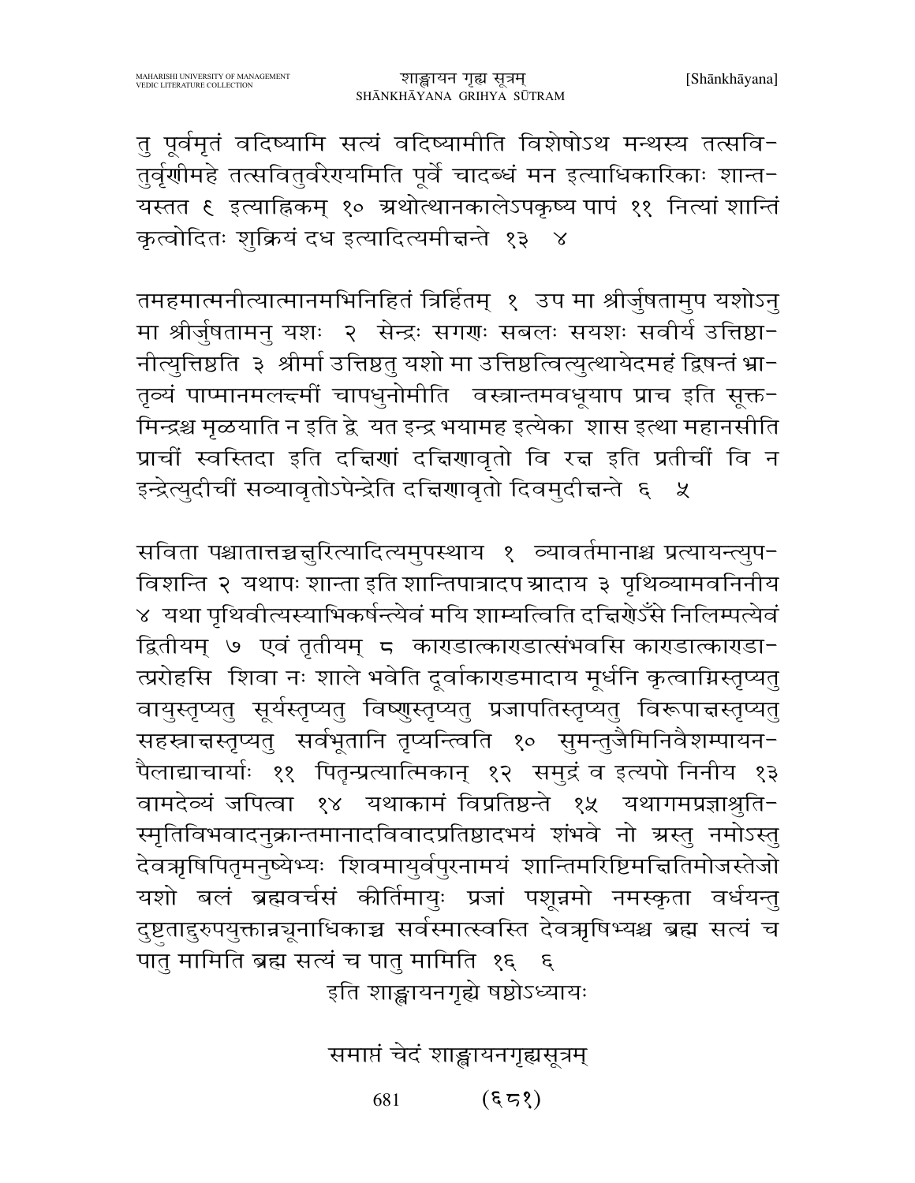तु पूर्वमृतं वदिष्यामि सत्यं वदिष्यामीति विशेषोऽथ मन्थस्य तत्सवितुर्वृणीमहे तत्सवितुर्वरेण्यमिति पूर्वे चादब्धं मन इत्याधिकारिकाः शान्तयस्तत ६ इत्याह्निकम् १० अथोत्थानकालेऽपकृष्य पापं ११ नित्यां शान्तिं कृत्वोदितः शुक्रियं दध इत्यादित्यमीक्षन्ते १३ ४

तमहमात्मनीत्यात्मानमभिनिहितं त्रिर्हितम् १ उप मा श्रीर्जुषतामुप यशोऽनु मा श्रीर्जुषतामनु यशः २ सेन्द्रः सगणः सबलः सयशः सवीर्य उत्तिष्ठानीत्युत्तिष्ठति ३ श्रीर्मा उत्तिष्ठतु यशो मा उत्तिष्ठत्वित्युत्थायेदमहं द्विषन्तं भ्रातृव्यं पाप्मानमलक्ष्मीं चापधुनोमीति वस्त्रान्तमवधूयाप प्राच इति सूक्तमिन्द्रश्च मृळयाति न इति द्वे यत इन्द्र भयामह इत्येका शास इत्था महानसीति प्राचीं स्वस्तिदा इति दक्षिणां दक्षिणावृतो वि रक्ष इति प्रतीचीं वि न इन्द्रेत्युदीचीं सव्यावृतोऽपेन्द्रेति दक्षिणावृतो दिवमुदीक्षन्ते ६ ५

सविता पश्चातात्तच्चक्षुरित्यादित्यमुपस्थाय १ व्यावर्तमानाश्च प्रत्यायन्त्युपविशन्ति २ यथापः शान्ता इति शान्तिपात्रादप आदाय ३ पृथिव्यामवनिनीय ४ यथा पृथिवीत्यस्याभिकर्षन्त्येवं मयि शाम्यत्विति दक्षिणेऽँसे निलिम्पत्येवं द्वितीयम् ७ एवं तृतीयम् ८ काण्डात्काण्डात्संभवसि काण्डात्काण्डात्प्ररोहसि शिवा नः शाले भवेति दूर्वाकाण्डमादाय मूर्धनि कृत्वाग्निस्तृप्यतु वायुस्तृप्यतु सूर्यस्तृप्यतु विष्णुस्तृप्यतु प्रजापतिस्तृप्यतु विरूपाक्षस्तृप्यतु सहस्राक्षस्तृप्यतु सर्वभूतानि तृप्यन्त्विति १० सुमन्तुजैमिनिवैशम्पायनपैलाद्याचार्याः ११ पितृन्प्रत्यात्मिकान् १२ समुद्रं व इत्यपो निनीय १३ वामदेव्यं जपित्वा १४ यथाकामं विप्रतिष्ठन्ते १५ यथागमप्रज्ञाश्रुतिस्मृतिविभवादनुक्रान्तमानादविवादप्रतिष्ठादभयं शंभवे नो अस्तु नमोऽस्तु देवऋषिपितृमनुष्येभ्यः शिवमायुर्वपुरनामयं शान्तिमरिष्टिमक्षितिमोजस्तेजो यशो बलं ब्रह्मवर्चसं कीर्तिमायुः प्रजां पशून्नमो नमस्कृता वर्धयन्तु दुष्टताद्दुरुपयुक्तान्नयूनाधिकाच्च सर्वस्मात्स्वस्ति देवऋषिभ्यश्च ब्रह्म सत्यं च पातु मामिति ब्रह्म सत्यं च पातु मामिति १६ ६

इति शाङ्खायनगृह्ये षष्ठोऽध्यायः

समाप्तं चेदं शाङ्खायनगृह्यसूत्रम्